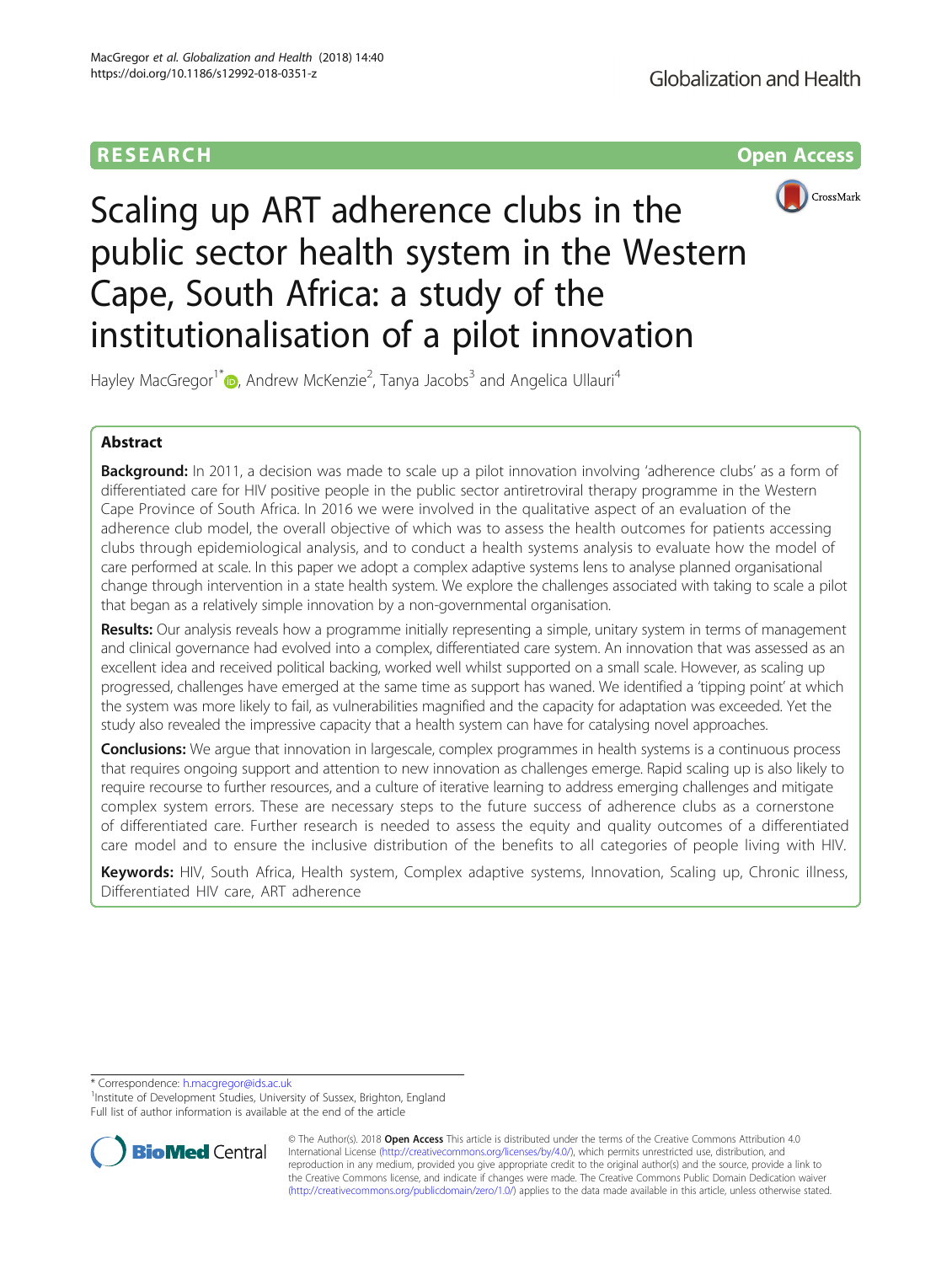RESEARCH

Open Access

# Scaling up ART adherence clubs in the public sector health system in the Western Cape, South Africa: a study of the institutionalisation of a pilot innovation

Hayley MacGregor[1*], Andrew McKenzie[2], Tanya Jacobs[3] and Angelica Ullauri[4]

## Abstract

**Background:** In 2011, a decision was made to scale up a pilot innovation involving 'adherence clubs' as a form of differentiated care for HIV positive people in the public sector antiretroviral therapy programme in the Western Cape Province of South Africa. In 2016 we were involved in the qualitative aspect of an evaluation of the adherence club model, the overall objective of which was to assess the health outcomes for patients accessing clubs through epidemiological analysis, and to conduct a health systems analysis to evaluate how the model of care performed at scale. In this paper we adopt a complex adaptive systems lens to analyse planned organisational change through intervention in a state health system. We explore the challenges associated with taking to scale a pilot that began as a relatively simple innovation by a non-governmental organisation.

**Results:** Our analysis reveals how a programme initially representing a simple, unitary system in terms of management and clinical governance had evolved into a complex, differentiated care system. An innovation that was assessed as an excellent idea and received political backing, worked well whilst supported on a small scale. However, as scaling up progressed, challenges have emerged at the same time as support has waned. We identified a 'tipping point' at which the system was more likely to fail, as vulnerabilities magnified and the capacity for adaptation was exceeded. Yet the study also revealed the impressive capacity that a health system can have for catalysing novel approaches.

**Conclusions:** We argue that innovation in largescale, complex programmes in health systems is a continuous process that requires ongoing support and attention to new innovation as challenges emerge. Rapid scaling up is also likely to require recourse to further resources, and a culture of iterative learning to address emerging challenges and mitigate complex system errors. These are necessary steps to the future success of adherence clubs as a cornerstone of differentiated care. Further research is needed to assess the equity and quality outcomes of a differentiated care model and to ensure the inclusive distribution of the benefits to all categories of people living with HIV.

**Keywords:** HIV, South Africa, Health system, Complex adaptive systems, Innovation, Scaling up, Chronic illness, Differentiated HIV care, ART adherence

---

\* Correspondence: h.macgregor@ids.ac.uk
[1]Institute of Development Studies, University of Sussex, Brighton, England
Full list of author information is available at the end of the article

© The Author(s). 2018 **Open Access** This article is distributed under the terms of the Creative Commons Attribution 4.0 International License (http://creativecommons.org/licenses/by/4.0/), which permits unrestricted use, distribution, and reproduction in any medium, provided you give appropriate credit to the original author(s) and the source, provide a link to the Creative Commons license, and indicate if changes were made. The Creative Commons Public Domain Dedication waiver (http://creativecommons.org/publicdomain/zero/1.0/) applies to the data made available in this article, unless otherwise stated.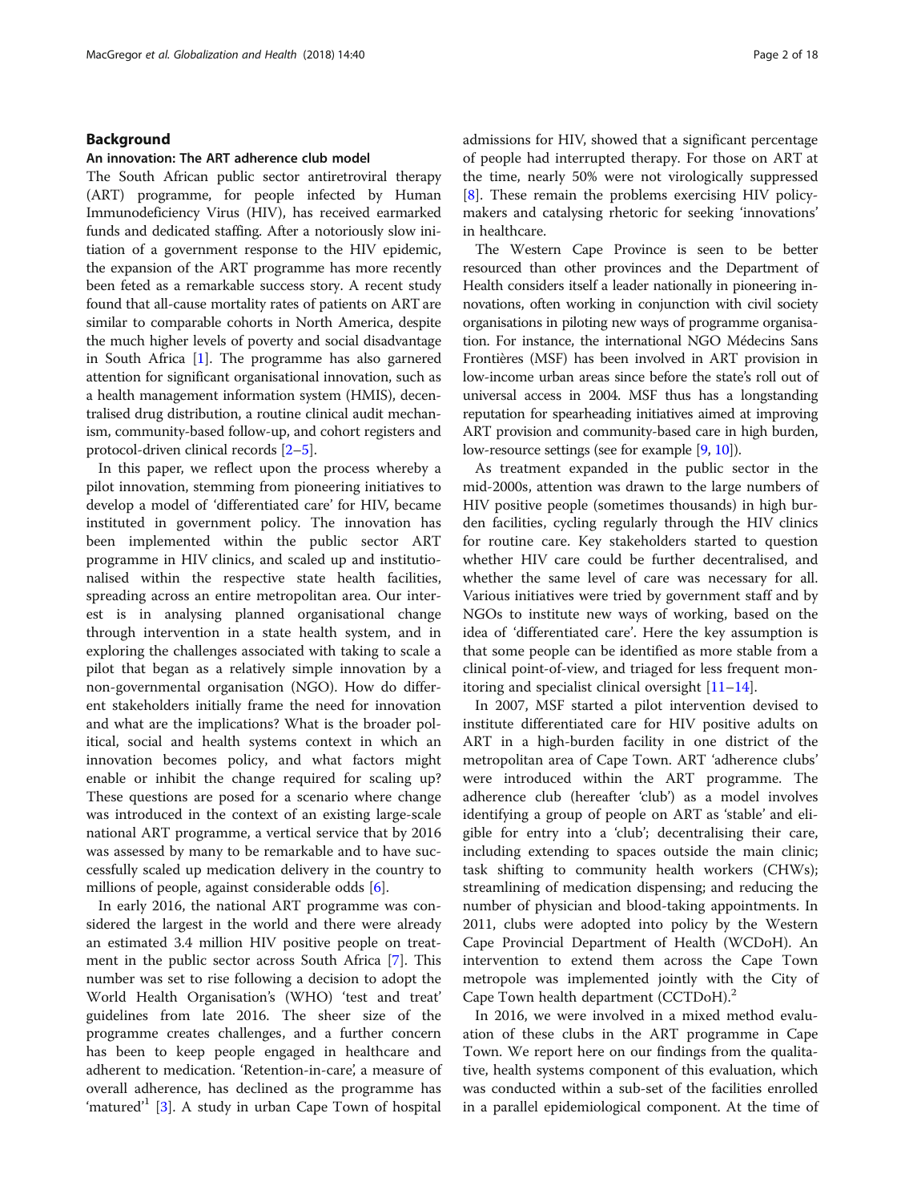## Background

### An innovation: The ART adherence club model

The South African public sector antiretroviral therapy (ART) programme, for people infected by Human Immunodeficiency Virus (HIV), has received earmarked funds and dedicated staffing. After a notoriously slow initiation of a government response to the HIV epidemic, the expansion of the ART programme has more recently been feted as a remarkable success story. A recent study found that all-cause mortality rates of patients on ART are similar to comparable cohorts in North America, despite the much higher levels of poverty and social disadvantage in South Africa [1]. The programme has also garnered attention for significant organisational innovation, such as a health management information system (HMIS), decentralised drug distribution, a routine clinical audit mechanism, community-based follow-up, and cohort registers and protocol-driven clinical records [2–5].

In this paper, we reflect upon the process whereby a pilot innovation, stemming from pioneering initiatives to develop a model of 'differentiated care' for HIV, became instituted in government policy. The innovation has been implemented within the public sector ART programme in HIV clinics, and scaled up and institutionalised within the respective state health facilities, spreading across an entire metropolitan area. Our interest is in analysing planned organisational change through intervention in a state health system, and in exploring the challenges associated with taking to scale a pilot that began as a relatively simple innovation by a non-governmental organisation (NGO). How do different stakeholders initially frame the need for innovation and what are the implications? What is the broader political, social and health systems context in which an innovation becomes policy, and what factors might enable or inhibit the change required for scaling up? These questions are posed for a scenario where change was introduced in the context of an existing large-scale national ART programme, a vertical service that by 2016 was assessed by many to be remarkable and to have successfully scaled up medication delivery in the country to millions of people, against considerable odds [6].

In early 2016, the national ART programme was considered the largest in the world and there were already an estimated 3.4 million HIV positive people on treatment in the public sector across South Africa [7]. This number was set to rise following a decision to adopt the World Health Organisation's (WHO) 'test and treat' guidelines from late 2016. The sheer size of the programme creates challenges, and a further concern has been to keep people engaged in healthcare and adherent to medication. 'Retention-in-care', a measure of overall adherence, has declined as the programme has 'matured'[1] [3]. A study in urban Cape Town of hospital admissions for HIV, showed that a significant percentage of people had interrupted therapy. For those on ART at the time, nearly 50% were not virologically suppressed [8]. These remain the problems exercising HIV policymakers and catalysing rhetoric for seeking 'innovations' in healthcare.

The Western Cape Province is seen to be better resourced than other provinces and the Department of Health considers itself a leader nationally in pioneering innovations, often working in conjunction with civil society organisations in piloting new ways of programme organisation. For instance, the international NGO Médecins Sans Frontières (MSF) has been involved in ART provision in low-income urban areas since before the state's roll out of universal access in 2004. MSF thus has a longstanding reputation for spearheading initiatives aimed at improving ART provision and community-based care in high burden, low-resource settings (see for example [9, 10]).

As treatment expanded in the public sector in the mid-2000s, attention was drawn to the large numbers of HIV positive people (sometimes thousands) in high burden facilities, cycling regularly through the HIV clinics for routine care. Key stakeholders started to question whether HIV care could be further decentralised, and whether the same level of care was necessary for all. Various initiatives were tried by government staff and by NGOs to institute new ways of working, based on the idea of 'differentiated care'. Here the key assumption is that some people can be identified as more stable from a clinical point-of-view, and triaged for less frequent monitoring and specialist clinical oversight [11–14].

In 2007, MSF started a pilot intervention devised to institute differentiated care for HIV positive adults on ART in a high-burden facility in one district of the metropolitan area of Cape Town. ART 'adherence clubs' were introduced within the ART programme. The adherence club (hereafter 'club') as a model involves identifying a group of people on ART as 'stable' and eligible for entry into a 'club'; decentralising their care, including extending to spaces outside the main clinic; task shifting to community health workers (CHWs); streamlining of medication dispensing; and reducing the number of physician and blood-taking appointments. In 2011, clubs were adopted into policy by the Western Cape Provincial Department of Health (WCDoH). An intervention to extend them across the Cape Town metropole was implemented jointly with the City of Cape Town health department (CCTDoH).[2]

In 2016, we were involved in a mixed method evaluation of these clubs in the ART programme in Cape Town. We report here on our findings from the qualitative, health systems component of this evaluation, which was conducted within a sub-set of the facilities enrolled in a parallel epidemiological component. At the time of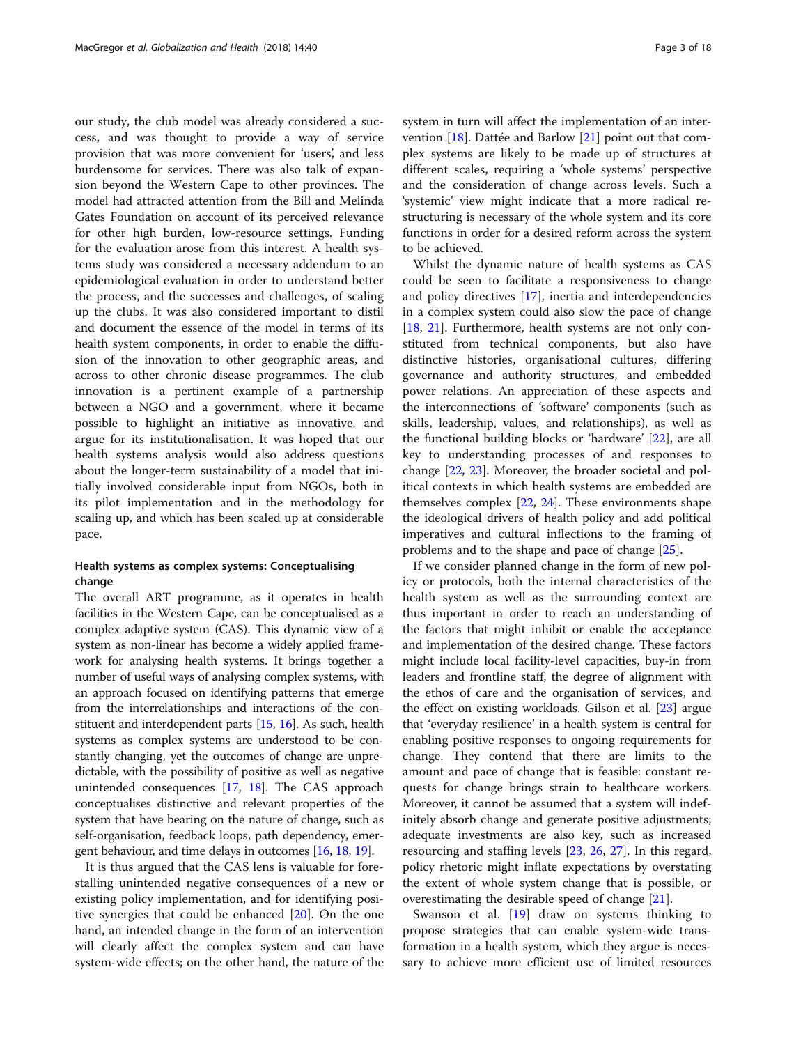our study, the club model was already considered a success, and was thought to provide a way of service provision that was more convenient for 'users', and less burdensome for services. There was also talk of expansion beyond the Western Cape to other provinces. The model had attracted attention from the Bill and Melinda Gates Foundation on account of its perceived relevance for other high burden, low-resource settings. Funding for the evaluation arose from this interest. A health systems study was considered a necessary addendum to an epidemiological evaluation in order to understand better the process, and the successes and challenges, of scaling up the clubs. It was also considered important to distil and document the essence of the model in terms of its health system components, in order to enable the diffusion of the innovation to other geographic areas, and across to other chronic disease programmes. The club innovation is a pertinent example of a partnership between a NGO and a government, where it became possible to highlight an initiative as innovative, and argue for its institutionalisation. It was hoped that our health systems analysis would also address questions about the longer-term sustainability of a model that initially involved considerable input from NGOs, both in its pilot implementation and in the methodology for scaling up, and which has been scaled up at considerable pace.

### Health systems as complex systems: Conceptualising change

The overall ART programme, as it operates in health facilities in the Western Cape, can be conceptualised as a complex adaptive system (CAS). This dynamic view of a system as non-linear has become a widely applied framework for analysing health systems. It brings together a number of useful ways of analysing complex systems, with an approach focused on identifying patterns that emerge from the interrelationships and interactions of the constituent and interdependent parts [15, 16]. As such, health systems as complex systems are understood to be constantly changing, yet the outcomes of change are unpredictable, with the possibility of positive as well as negative unintended consequences [17, 18]. The CAS approach conceptualises distinctive and relevant properties of the system that have bearing on the nature of change, such as self-organisation, feedback loops, path dependency, emergent behaviour, and time delays in outcomes [16, 18, 19].

It is thus argued that the CAS lens is valuable for forestalling unintended negative consequences of a new or existing policy implementation, and for identifying positive synergies that could be enhanced [20]. On the one hand, an intended change in the form of an intervention will clearly affect the complex system and can have system-wide effects; on the other hand, the nature of the system in turn will affect the implementation of an intervention [18]. Dattée and Barlow [21] point out that complex systems are likely to be made up of structures at different scales, requiring a 'whole systems' perspective and the consideration of change across levels. Such a 'systemic' view might indicate that a more radical restructuring is necessary of the whole system and its core functions in order for a desired reform across the system to be achieved.

Whilst the dynamic nature of health systems as CAS could be seen to facilitate a responsiveness to change and policy directives [17], inertia and interdependencies in a complex system could also slow the pace of change [18, 21]. Furthermore, health systems are not only constituted from technical components, but also have distinctive histories, organisational cultures, differing governance and authority structures, and embedded power relations. An appreciation of these aspects and the interconnections of 'software' components (such as skills, leadership, values, and relationships), as well as the functional building blocks or 'hardware' [22], are all key to understanding processes of and responses to change [22, 23]. Moreover, the broader societal and political contexts in which health systems are embedded are themselves complex [22, 24]. These environments shape the ideological drivers of health policy and add political imperatives and cultural inflections to the framing of problems and to the shape and pace of change [25].

If we consider planned change in the form of new policy or protocols, both the internal characteristics of the health system as well as the surrounding context are thus important in order to reach an understanding of the factors that might inhibit or enable the acceptance and implementation of the desired change. These factors might include local facility-level capacities, buy-in from leaders and frontline staff, the degree of alignment with the ethos of care and the organisation of services, and the effect on existing workloads. Gilson et al. [23] argue that 'everyday resilience' in a health system is central for enabling positive responses to ongoing requirements for change. They contend that there are limits to the amount and pace of change that is feasible: constant requests for change brings strain to healthcare workers. Moreover, it cannot be assumed that a system will indefinitely absorb change and generate positive adjustments; adequate investments are also key, such as increased resourcing and staffing levels [23, 26, 27]. In this regard, policy rhetoric might inflate expectations by overstating the extent of whole system change that is possible, or overestimating the desirable speed of change [21].

Swanson et al. [19] draw on systems thinking to propose strategies that can enable system-wide transformation in a health system, which they argue is necessary to achieve more efficient use of limited resources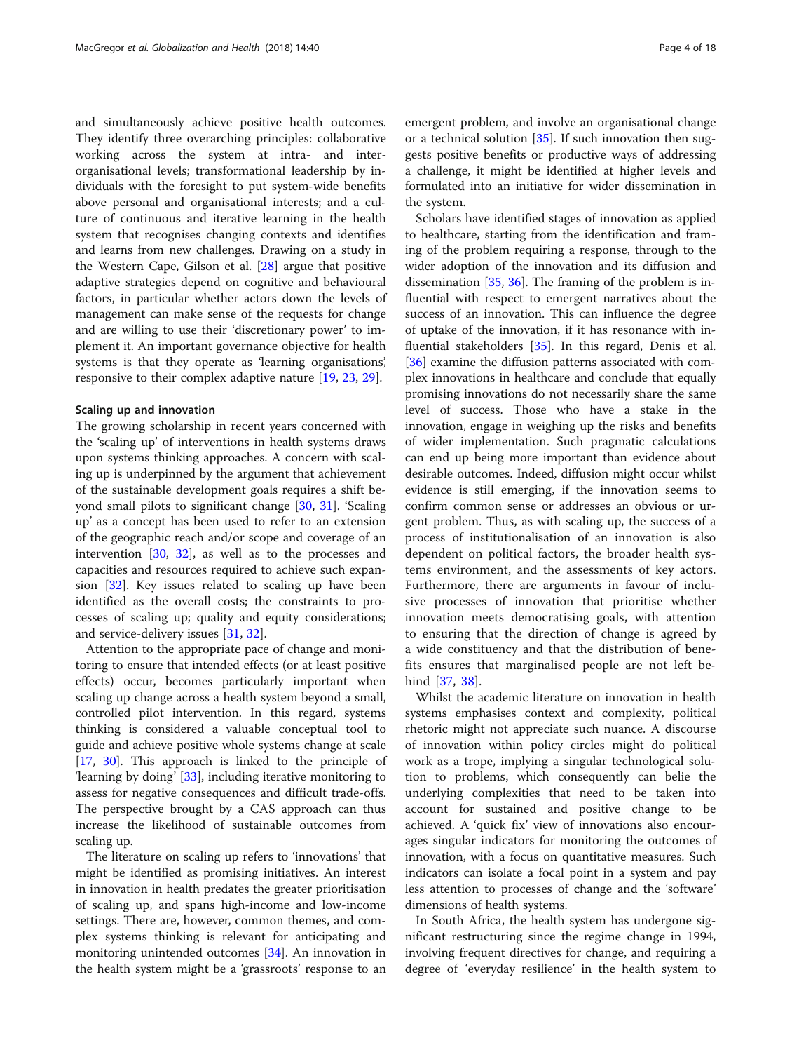and simultaneously achieve positive health outcomes. They identify three overarching principles: collaborative working across the system at intra- and inter-organisational levels; transformational leadership by individuals with the foresight to put system-wide benefits above personal and organisational interests; and a culture of continuous and iterative learning in the health system that recognises changing contexts and identifies and learns from new challenges. Drawing on a study in the Western Cape, Gilson et al. [28] argue that positive adaptive strategies depend on cognitive and behavioural factors, in particular whether actors down the levels of management can make sense of the requests for change and are willing to use their 'discretionary power' to implement it. An important governance objective for health systems is that they operate as 'learning organisations', responsive to their complex adaptive nature [19, 23, 29].

### Scaling up and innovation

The growing scholarship in recent years concerned with the 'scaling up' of interventions in health systems draws upon systems thinking approaches. A concern with scaling up is underpinned by the argument that achievement of the sustainable development goals requires a shift beyond small pilots to significant change [30, 31]. 'Scaling up' as a concept has been used to refer to an extension of the geographic reach and/or scope and coverage of an intervention [30, 32], as well as to the processes and capacities and resources required to achieve such expansion [32]. Key issues related to scaling up have been identified as the overall costs; the constraints to processes of scaling up; quality and equity considerations; and service-delivery issues [31, 32].

Attention to the appropriate pace of change and monitoring to ensure that intended effects (or at least positive effects) occur, becomes particularly important when scaling up change across a health system beyond a small, controlled pilot intervention. In this regard, systems thinking is considered a valuable conceptual tool to guide and achieve positive whole systems change at scale [17, 30]. This approach is linked to the principle of 'learning by doing' [33], including iterative monitoring to assess for negative consequences and difficult trade-offs. The perspective brought by a CAS approach can thus increase the likelihood of sustainable outcomes from scaling up.

The literature on scaling up refers to 'innovations' that might be identified as promising initiatives. An interest in innovation in health predates the greater prioritisation of scaling up, and spans high-income and low-income settings. There are, however, common themes, and complex systems thinking is relevant for anticipating and monitoring unintended outcomes [34]. An innovation in the health system might be a 'grassroots' response to an emergent problem, and involve an organisational change or a technical solution [35]. If such innovation then suggests positive benefits or productive ways of addressing a challenge, it might be identified at higher levels and formulated into an initiative for wider dissemination in the system.

Scholars have identified stages of innovation as applied to healthcare, starting from the identification and framing of the problem requiring a response, through to the wider adoption of the innovation and its diffusion and dissemination [35, 36]. The framing of the problem is influential with respect to emergent narratives about the success of an innovation. This can influence the degree of uptake of the innovation, if it has resonance with influential stakeholders [35]. In this regard, Denis et al. [36] examine the diffusion patterns associated with complex innovations in healthcare and conclude that equally promising innovations do not necessarily share the same level of success. Those who have a stake in the innovation, engage in weighing up the risks and benefits of wider implementation. Such pragmatic calculations can end up being more important than evidence about desirable outcomes. Indeed, diffusion might occur whilst evidence is still emerging, if the innovation seems to confirm common sense or addresses an obvious or urgent problem. Thus, as with scaling up, the success of a process of institutionalisation of an innovation is also dependent on political factors, the broader health systems environment, and the assessments of key actors. Furthermore, there are arguments in favour of inclusive processes of innovation that prioritise whether innovation meets democratising goals, with attention to ensuring that the direction of change is agreed by a wide constituency and that the distribution of benefits ensures that marginalised people are not left behind [37, 38].

Whilst the academic literature on innovation in health systems emphasises context and complexity, political rhetoric might not appreciate such nuance. A discourse of innovation within policy circles might do political work as a trope, implying a singular technological solution to problems, which consequently can belie the underlying complexities that need to be taken into account for sustained and positive change to be achieved. A 'quick fix' view of innovations also encourages singular indicators for monitoring the outcomes of innovation, with a focus on quantitative measures. Such indicators can isolate a focal point in a system and pay less attention to processes of change and the 'software' dimensions of health systems.

In South Africa, the health system has undergone significant restructuring since the regime change in 1994, involving frequent directives for change, and requiring a degree of 'everyday resilience' in the health system to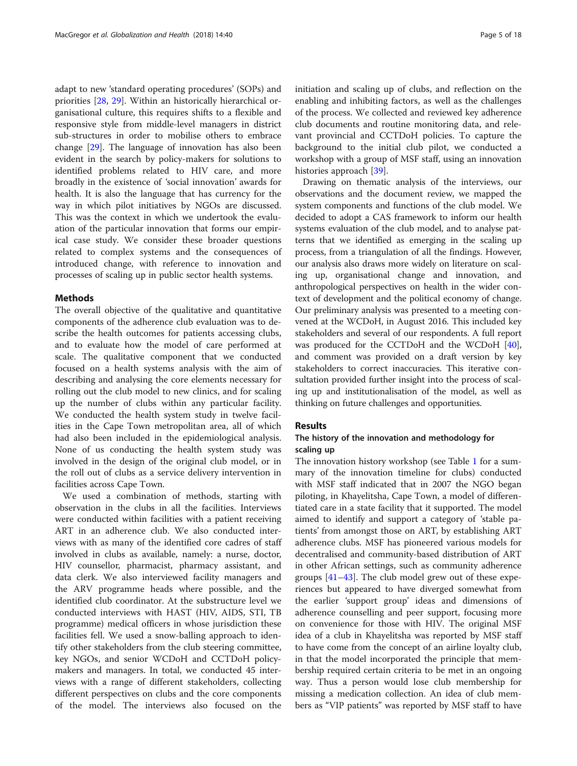adapt to new 'standard operating procedures' (SOPs) and priorities [28, 29]. Within an historically hierarchical organisational culture, this requires shifts to a flexible and responsive style from middle-level managers in district sub-structures in order to mobilise others to embrace change [29]. The language of innovation has also been evident in the search by policy-makers for solutions to identified problems related to HIV care, and more broadly in the existence of 'social innovation' awards for health. It is also the language that has currency for the way in which pilot initiatives by NGOs are discussed. This was the context in which we undertook the evaluation of the particular innovation that forms our empirical case study. We consider these broader questions related to complex systems and the consequences of introduced change, with reference to innovation and processes of scaling up in public sector health systems.

## Methods

The overall objective of the qualitative and quantitative components of the adherence club evaluation was to describe the health outcomes for patients accessing clubs, and to evaluate how the model of care performed at scale. The qualitative component that we conducted focused on a health systems analysis with the aim of describing and analysing the core elements necessary for rolling out the club model to new clinics, and for scaling up the number of clubs within any particular facility. We conducted the health system study in twelve facilities in the Cape Town metropolitan area, all of which had also been included in the epidemiological analysis. None of us conducting the health system study was involved in the design of the original club model, or in the roll out of clubs as a service delivery intervention in facilities across Cape Town.

We used a combination of methods, starting with observation in the clubs in all the facilities. Interviews were conducted within facilities with a patient receiving ART in an adherence club. We also conducted interviews with as many of the identified core cadres of staff involved in clubs as available, namely: a nurse, doctor, HIV counsellor, pharmacist, pharmacy assistant, and data clerk. We also interviewed facility managers and the ARV programme heads where possible, and the identified club coordinator. At the substructure level we conducted interviews with HAST (HIV, AIDS, STI, TB programme) medical officers in whose jurisdiction these facilities fell. We used a snow-balling approach to identify other stakeholders from the club steering committee, key NGOs, and senior WCDoH and CCTDoH policy-makers and managers. In total, we conducted 45 interviews with a range of different stakeholders, collecting different perspectives on clubs and the core components of the model. The interviews also focused on the initiation and scaling up of clubs, and reflection on the enabling and inhibiting factors, as well as the challenges of the process. We collected and reviewed key adherence club documents and routine monitoring data, and relevant provincial and CCTDoH policies. To capture the background to the initial club pilot, we conducted a workshop with a group of MSF staff, using an innovation histories approach [39].

Drawing on thematic analysis of the interviews, our observations and the document review, we mapped the system components and functions of the club model. We decided to adopt a CAS framework to inform our health systems evaluation of the club model, and to analyse patterns that we identified as emerging in the scaling up process, from a triangulation of all the findings. However, our analysis also draws more widely on literature on scaling up, organisational change and innovation, and anthropological perspectives on health in the wider context of development and the political economy of change. Our preliminary analysis was presented to a meeting convened at the WCDoH, in August 2016. This included key stakeholders and several of our respondents. A full report was produced for the CCTDoH and the WCDoH [40], and comment was provided on a draft version by key stakeholders to correct inaccuracies. This iterative consultation provided further insight into the process of scaling up and institutionalisation of the model, as well as thinking on future challenges and opportunities.

## Results

### The history of the innovation and methodology for scaling up

The innovation history workshop (see Table 1 for a summary of the innovation timeline for clubs) conducted with MSF staff indicated that in 2007 the NGO began piloting, in Khayelitsha, Cape Town, a model of differentiated care in a state facility that it supported. The model aimed to identify and support a category of 'stable patients' from amongst those on ART, by establishing ART adherence clubs. MSF has pioneered various models for decentralised and community-based distribution of ART in other African settings, such as community adherence groups [41–43]. The club model grew out of these experiences but appeared to have diverged somewhat from the earlier 'support group' ideas and dimensions of adherence counselling and peer support, focusing more on convenience for those with HIV. The original MSF idea of a club in Khayelitsha was reported by MSF staff to have come from the concept of an airline loyalty club, in that the model incorporated the principle that membership required certain criteria to be met in an ongoing way. Thus a person would lose club membership for missing a medication collection. An idea of club members as "VIP patients" was reported by MSF staff to have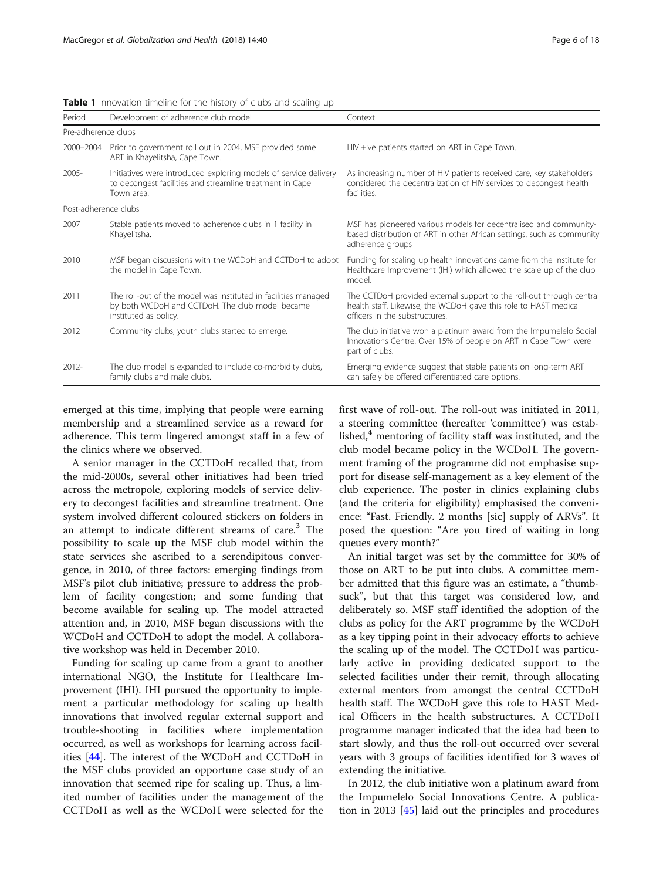**Table 1** Innovation timeline for the history of clubs and scaling up

| Period | Development of adherence club model | Context |
|---|---|---|
| Pre-adherence clubs | | |
| 2000–2004 | Prior to government roll out in 2004, MSF provided some ART in Khayelitsha, Cape Town. | HIV + ve patients started on ART in Cape Town. |
| 2005- | Initiatives were introduced exploring models of service delivery to decongest facilities and streamline treatment in Cape Town area. | As increasing number of HIV patients received care, key stakeholders considered the decentralization of HIV services to decongest health facilities. |
| Post-adherence clubs | | |
| 2007 | Stable patients moved to adherence clubs in 1 facility in Khayelitsha. | MSF has pioneered various models for decentralised and community-based distribution of ART in other African settings, such as community adherence groups |
| 2010 | MSF began discussions with the WCDoH and CCTDoH to adopt the model in Cape Town. | Funding for scaling up health innovations came from the Institute for Healthcare Improvement (IHI) which allowed the scale up of the club model. |
| 2011 | The roll-out of the model was instituted in facilities managed by both WCDoH and CCTDoH. The club model became instituted as policy. | The CCTDoH provided external support to the roll-out through central health staff. Likewise, the WCDoH gave this role to HAST medical officers in the substructures. |
| 2012 | Community clubs, youth clubs started to emerge. | The club initiative won a platinum award from the Impumelelo Social Innovations Centre. Over 15% of people on ART in Cape Town were part of clubs. |
| 2012- | The club model is expanded to include co-morbidity clubs, family clubs and male clubs. | Emerging evidence suggest that stable patients on long-term ART can safely be offered differentiated care options. |

emerged at this time, implying that people were earning membership and a streamlined service as a reward for adherence. This term lingered amongst staff in a few of the clinics where we observed.

A senior manager in the CCTDoH recalled that, from the mid-2000s, several other initiatives had been tried across the metropole, exploring models of service delivery to decongest facilities and streamline treatment. One system involved different coloured stickers on folders in an attempt to indicate different streams of care.[3] The possibility to scale up the MSF club model within the state services she ascribed to a serendipitous convergence, in 2010, of three factors: emerging findings from MSF's pilot club initiative; pressure to address the problem of facility congestion; and some funding that become available for scaling up. The model attracted attention and, in 2010, MSF began discussions with the WCDoH and CCTDoH to adopt the model. A collaborative workshop was held in December 2010.

Funding for scaling up came from a grant to another international NGO, the Institute for Healthcare Improvement (IHI). IHI pursued the opportunity to implement a particular methodology for scaling up health innovations that involved regular external support and trouble-shooting in facilities where implementation occurred, as well as workshops for learning across facilities [44]. The interest of the WCDoH and CCTDoH in the MSF clubs provided an opportune case study of an innovation that seemed ripe for scaling up. Thus, a limited number of facilities under the management of the CCTDoH as well as the WCDoH were selected for the first wave of roll-out. The roll-out was initiated in 2011, a steering committee (hereafter 'committee') was established,[4] mentoring of facility staff was instituted, and the club model became policy in the WCDoH. The government framing of the programme did not emphasise support for disease self-management as a key element of the club experience. The poster in clinics explaining clubs (and the criteria for eligibility) emphasised the convenience: "Fast. Friendly. 2 months [sic] supply of ARVs". It posed the question: "Are you tired of waiting in long queues every month?"

An initial target was set by the committee for 30% of those on ART to be put into clubs. A committee member admitted that this figure was an estimate, a "thumbsuck", but that this target was considered low, and deliberately so. MSF staff identified the adoption of the clubs as policy for the ART programme by the WCDoH as a key tipping point in their advocacy efforts to achieve the scaling up of the model. The CCTDoH was particularly active in providing dedicated support to the selected facilities under their remit, through allocating external mentors from amongst the central CCTDoH health staff. The WCDoH gave this role to HAST Medical Officers in the health substructures. A CCTDoH programme manager indicated that the idea had been to start slowly, and thus the roll-out occurred over several years with 3 groups of facilities identified for 3 waves of extending the initiative.

In 2012, the club initiative won a platinum award from the Impumelelo Social Innovations Centre. A publication in 2013 [45] laid out the principles and procedures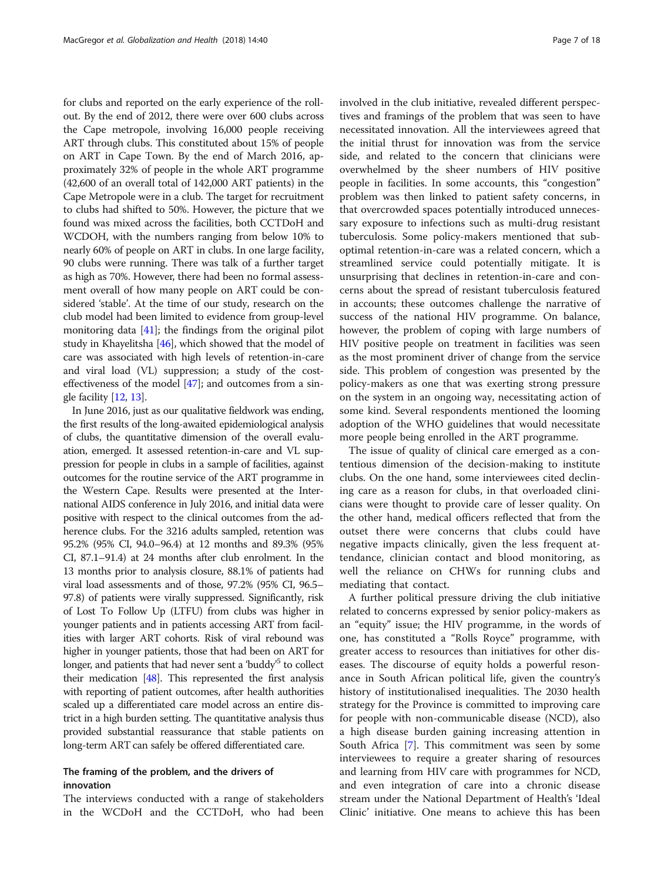for clubs and reported on the early experience of the roll-out. By the end of 2012, there were over 600 clubs across the Cape metropole, involving 16,000 people receiving ART through clubs. This constituted about 15% of people on ART in Cape Town. By the end of March 2016, approximately 32% of people in the whole ART programme (42,600 of an overall total of 142,000 ART patients) in the Cape Metropole were in a club. The target for recruitment to clubs had shifted to 50%. However, the picture that we found was mixed across the facilities, both CCTDoH and WCDOH, with the numbers ranging from below 10% to nearly 60% of people on ART in clubs. In one large facility, 90 clubs were running. There was talk of a further target as high as 70%. However, there had been no formal assessment overall of how many people on ART could be considered 'stable'. At the time of our study, research on the club model had been limited to evidence from group-level monitoring data [41]; the findings from the original pilot study in Khayelitsha [46], which showed that the model of care was associated with high levels of retention-in-care and viral load (VL) suppression; a study of the cost-effectiveness of the model [47]; and outcomes from a single facility [12, 13].

In June 2016, just as our qualitative fieldwork was ending, the first results of the long-awaited epidemiological analysis of clubs, the quantitative dimension of the overall evaluation, emerged. It assessed retention-in-care and VL suppression for people in clubs in a sample of facilities, against outcomes for the routine service of the ART programme in the Western Cape. Results were presented at the International AIDS conference in July 2016, and initial data were positive with respect to the clinical outcomes from the adherence clubs. For the 3216 adults sampled, retention was 95.2% (95% CI, 94.0–96.4) at 12 months and 89.3% (95% CI, 87.1–91.4) at 24 months after club enrolment. In the 13 months prior to analysis closure, 88.1% of patients had viral load assessments and of those, 97.2% (95% CI, 96.5–97.8) of patients were virally suppressed. Significantly, risk of Lost To Follow Up (LTFU) from clubs was higher in younger patients and in patients accessing ART from facilities with larger ART cohorts. Risk of viral rebound was higher in younger patients, those that had been on ART for longer, and patients that had never sent a 'buddy'[5] to collect their medication [48]. This represented the first analysis with reporting of patient outcomes, after health authorities scaled up a differentiated care model across an entire district in a high burden setting. The quantitative analysis thus provided substantial reassurance that stable patients on long-term ART can safely be offered differentiated care.

## The framing of the problem, and the drivers of innovation

The interviews conducted with a range of stakeholders in the WCDoH and the CCTDoH, who had been involved in the club initiative, revealed different perspectives and framings of the problem that was seen to have necessitated innovation. All the interviewees agreed that the initial thrust for innovation was from the service side, and related to the concern that clinicians were overwhelmed by the sheer numbers of HIV positive people in facilities. In some accounts, this "congestion" problem was then linked to patient safety concerns, in that overcrowded spaces potentially introduced unnecessary exposure to infections such as multi-drug resistant tuberculosis. Some policy-makers mentioned that sub-optimal retention-in-care was a related concern, which a streamlined service could potentially mitigate. It is unsurprising that declines in retention-in-care and concerns about the spread of resistant tuberculosis featured in accounts; these outcomes challenge the narrative of success of the national HIV programme. On balance, however, the problem of coping with large numbers of HIV positive people on treatment in facilities was seen as the most prominent driver of change from the service side. This problem of congestion was presented by the policy-makers as one that was exerting strong pressure on the system in an ongoing way, necessitating action of some kind. Several respondents mentioned the looming adoption of the WHO guidelines that would necessitate more people being enrolled in the ART programme.

The issue of quality of clinical care emerged as a contentious dimension of the decision-making to institute clubs. On the one hand, some interviewees cited declining care as a reason for clubs, in that overloaded clinicians were thought to provide care of lesser quality. On the other hand, medical officers reflected that from the outset there were concerns that clubs could have negative impacts clinically, given the less frequent attendance, clinician contact and blood monitoring, as well the reliance on CHWs for running clubs and mediating that contact.

A further political pressure driving the club initiative related to concerns expressed by senior policy-makers as an "equity" issue; the HIV programme, in the words of one, has constituted a "Rolls Royce" programme, with greater access to resources than initiatives for other diseases. The discourse of equity holds a powerful resonance in South African political life, given the country's history of institutionalised inequalities. The 2030 health strategy for the Province is committed to improving care for people with non-communicable disease (NCD), also a high disease burden gaining increasing attention in South Africa [7]. This commitment was seen by some interviewees to require a greater sharing of resources and learning from HIV care with programmes for NCD, and even integration of care into a chronic disease stream under the National Department of Health's 'Ideal Clinic' initiative. One means to achieve this has been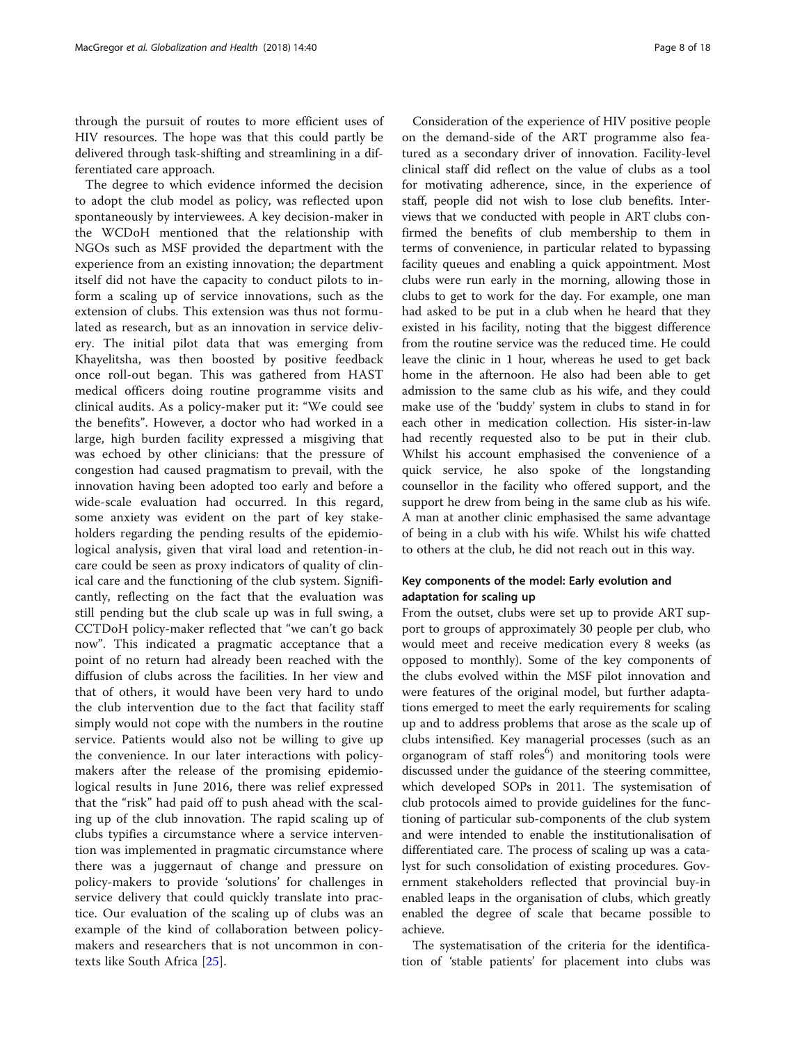through the pursuit of routes to more efficient uses of HIV resources. The hope was that this could partly be delivered through task-shifting and streamlining in a differentiated care approach.

The degree to which evidence informed the decision to adopt the club model as policy, was reflected upon spontaneously by interviewees. A key decision-maker in the WCDoH mentioned that the relationship with NGOs such as MSF provided the department with the experience from an existing innovation; the department itself did not have the capacity to conduct pilots to inform a scaling up of service innovations, such as the extension of clubs. This extension was thus not formulated as research, but as an innovation in service delivery. The initial pilot data that was emerging from Khayelitsha, was then boosted by positive feedback once roll-out began. This was gathered from HAST medical officers doing routine programme visits and clinical audits. As a policy-maker put it: "We could see the benefits". However, a doctor who had worked in a large, high burden facility expressed a misgiving that was echoed by other clinicians: that the pressure of congestion had caused pragmatism to prevail, with the innovation having been adopted too early and before a wide-scale evaluation had occurred. In this regard, some anxiety was evident on the part of key stakeholders regarding the pending results of the epidemiological analysis, given that viral load and retention-in-care could be seen as proxy indicators of quality of clinical care and the functioning of the club system. Significantly, reflecting on the fact that the evaluation was still pending but the club scale up was in full swing, a CCTDoH policy-maker reflected that "we can't go back now". This indicated a pragmatic acceptance that a point of no return had already been reached with the diffusion of clubs across the facilities. In her view and that of others, it would have been very hard to undo the club intervention due to the fact that facility staff simply would not cope with the numbers in the routine service. Patients would also not be willing to give up the convenience. In our later interactions with policy-makers after the release of the promising epidemiological results in June 2016, there was relief expressed that the "risk" had paid off to push ahead with the scaling up of the club innovation. The rapid scaling up of clubs typifies a circumstance where a service intervention was implemented in pragmatic circumstance where there was a juggernaut of change and pressure on policy-makers to provide 'solutions' for challenges in service delivery that could quickly translate into practice. Our evaluation of the scaling up of clubs was an example of the kind of collaboration between policy-makers and researchers that is not uncommon in contexts like South Africa [25].

Consideration of the experience of HIV positive people on the demand-side of the ART programme also featured as a secondary driver of innovation. Facility-level clinical staff did reflect on the value of clubs as a tool for motivating adherence, since, in the experience of staff, people did not wish to lose club benefits. Interviews that we conducted with people in ART clubs confirmed the benefits of club membership to them in terms of convenience, in particular related to bypassing facility queues and enabling a quick appointment. Most clubs were run early in the morning, allowing those in clubs to get to work for the day. For example, one man had asked to be put in a club when he heard that they existed in his facility, noting that the biggest difference from the routine service was the reduced time. He could leave the clinic in 1 hour, whereas he used to get back home in the afternoon. He also had been able to get admission to the same club as his wife, and they could make use of the 'buddy' system in clubs to stand in for each other in medication collection. His sister-in-law had recently requested also to be put in their club. Whilst his account emphasised the convenience of a quick service, he also spoke of the longstanding counsellor in the facility who offered support, and the support he drew from being in the same club as his wife. A man at another clinic emphasised the same advantage of being in a club with his wife. Whilst his wife chatted to others at the club, he did not reach out in this way.

### Key components of the model: Early evolution and adaptation for scaling up

From the outset, clubs were set up to provide ART support to groups of approximately 30 people per club, who would meet and receive medication every 8 weeks (as opposed to monthly). Some of the key components of the clubs evolved within the MSF pilot innovation and were features of the original model, but further adaptations emerged to meet the early requirements for scaling up and to address problems that arose as the scale up of clubs intensified. Key managerial processes (such as an organogram of staff roles[6]) and monitoring tools were discussed under the guidance of the steering committee, which developed SOPs in 2011. The systemisation of club protocols aimed to provide guidelines for the functioning of particular sub-components of the club system and were intended to enable the institutionalisation of differentiated care. The process of scaling up was a catalyst for such consolidation of existing procedures. Government stakeholders reflected that provincial buy-in enabled leaps in the organisation of clubs, which greatly enabled the degree of scale that became possible to achieve.

The systematisation of the criteria for the identification of 'stable patients' for placement into clubs was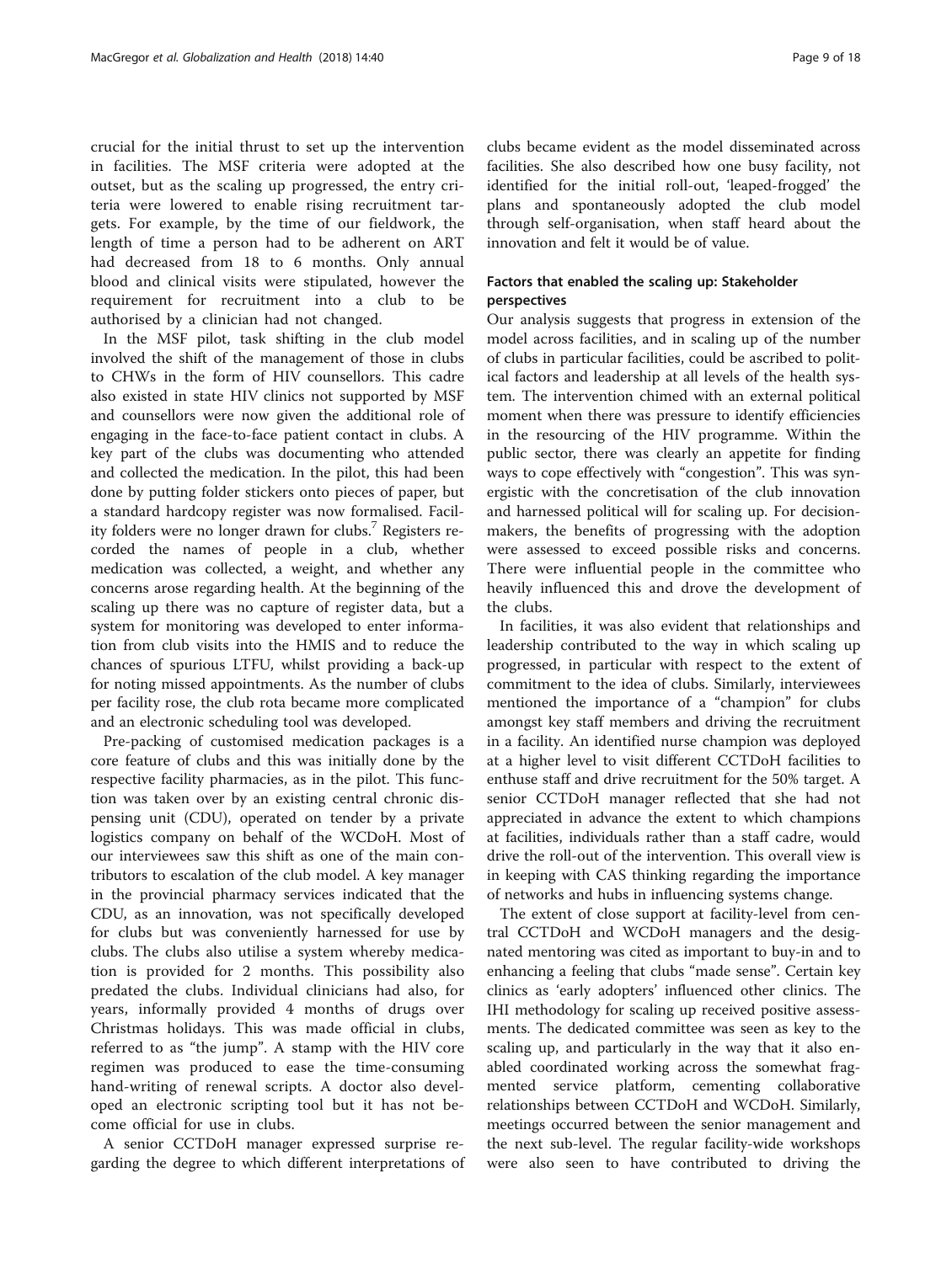crucial for the initial thrust to set up the intervention in facilities. The MSF criteria were adopted at the outset, but as the scaling up progressed, the entry criteria were lowered to enable rising recruitment targets. For example, by the time of our fieldwork, the length of time a person had to be adherent on ART had decreased from 18 to 6 months. Only annual blood and clinical visits were stipulated, however the requirement for recruitment into a club to be authorised by a clinician had not changed.

In the MSF pilot, task shifting in the club model involved the shift of the management of those in clubs to CHWs in the form of HIV counsellors. This cadre also existed in state HIV clinics not supported by MSF and counsellors were now given the additional role of engaging in the face-to-face patient contact in clubs. A key part of the clubs was documenting who attended and collected the medication. In the pilot, this had been done by putting folder stickers onto pieces of paper, but a standard hardcopy register was now formalised. Facility folders were no longer drawn for clubs.[7] Registers recorded the names of people in a club, whether medication was collected, a weight, and whether any concerns arose regarding health. At the beginning of the scaling up there was no capture of register data, but a system for monitoring was developed to enter information from club visits into the HMIS and to reduce the chances of spurious LTFU, whilst providing a back-up for noting missed appointments. As the number of clubs per facility rose, the club rota became more complicated and an electronic scheduling tool was developed.

Pre-packing of customised medication packages is a core feature of clubs and this was initially done by the respective facility pharmacies, as in the pilot. This function was taken over by an existing central chronic dispensing unit (CDU), operated on tender by a private logistics company on behalf of the WCDoH. Most of our interviewees saw this shift as one of the main contributors to escalation of the club model. A key manager in the provincial pharmacy services indicated that the CDU, as an innovation, was not specifically developed for clubs but was conveniently harnessed for use by clubs. The clubs also utilise a system whereby medication is provided for 2 months. This possibility also predated the clubs. Individual clinicians had also, for years, informally provided 4 months of drugs over Christmas holidays. This was made official in clubs, referred to as "the jump". A stamp with the HIV core regimen was produced to ease the time-consuming hand-writing of renewal scripts. A doctor also developed an electronic scripting tool but it has not become official for use in clubs.

A senior CCTDoH manager expressed surprise regarding the degree to which different interpretations of clubs became evident as the model disseminated across facilities. She also described how one busy facility, not identified for the initial roll-out, 'leaped-frogged' the plans and spontaneously adopted the club model through self-organisation, when staff heard about the innovation and felt it would be of value.

### Factors that enabled the scaling up: Stakeholder perspectives

Our analysis suggests that progress in extension of the model across facilities, and in scaling up of the number of clubs in particular facilities, could be ascribed to political factors and leadership at all levels of the health system. The intervention chimed with an external political moment when there was pressure to identify efficiencies in the resourcing of the HIV programme. Within the public sector, there was clearly an appetite for finding ways to cope effectively with "congestion". This was synergistic with the concretisation of the club innovation and harnessed political will for scaling up. For decision-makers, the benefits of progressing with the adoption were assessed to exceed possible risks and concerns. There were influential people in the committee who heavily influenced this and drove the development of the clubs.

In facilities, it was also evident that relationships and leadership contributed to the way in which scaling up progressed, in particular with respect to the extent of commitment to the idea of clubs. Similarly, interviewees mentioned the importance of a "champion" for clubs amongst key staff members and driving the recruitment in a facility. An identified nurse champion was deployed at a higher level to visit different CCTDoH facilities to enthuse staff and drive recruitment for the 50% target. A senior CCTDoH manager reflected that she had not appreciated in advance the extent to which champions at facilities, individuals rather than a staff cadre, would drive the roll-out of the intervention. This overall view is in keeping with CAS thinking regarding the importance of networks and hubs in influencing systems change.

The extent of close support at facility-level from central CCTDoH and WCDoH managers and the designated mentoring was cited as important to buy-in and to enhancing a feeling that clubs "made sense". Certain key clinics as 'early adopters' influenced other clinics. The IHI methodology for scaling up received positive assessments. The dedicated committee was seen as key to the scaling up, and particularly in the way that it also enabled coordinated working across the somewhat fragmented service platform, cementing collaborative relationships between CCTDoH and WCDoH. Similarly, meetings occurred between the senior management and the next sub-level. The regular facility-wide workshops were also seen to have contributed to driving the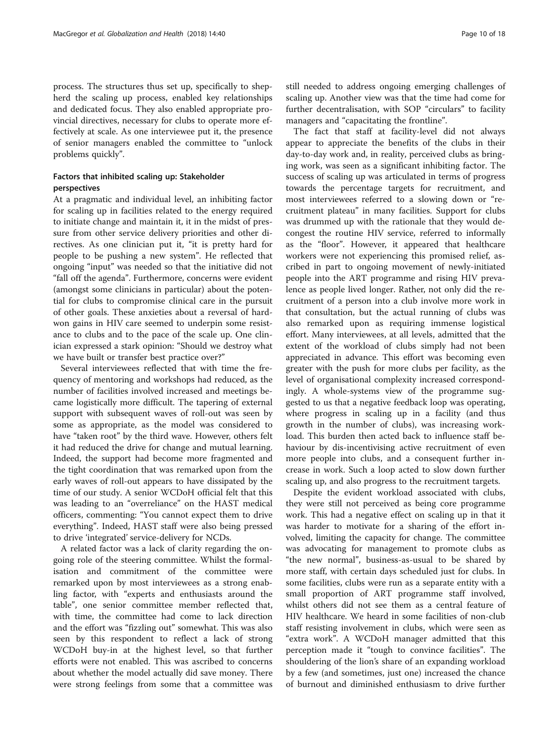process. The structures thus set up, specifically to shepherd the scaling up process, enabled key relationships and dedicated focus. They also enabled appropriate provincial directives, necessary for clubs to operate more effectively at scale. As one interviewee put it, the presence of senior managers enabled the committee to "unlock problems quickly".

## Factors that inhibited scaling up: Stakeholder perspectives

At a pragmatic and individual level, an inhibiting factor for scaling up in facilities related to the energy required to initiate change and maintain it, it in the midst of pressure from other service delivery priorities and other directives. As one clinician put it, "it is pretty hard for people to be pushing a new system". He reflected that ongoing "input" was needed so that the initiative did not "fall off the agenda". Furthermore, concerns were evident (amongst some clinicians in particular) about the potential for clubs to compromise clinical care in the pursuit of other goals. These anxieties about a reversal of hard-won gains in HIV care seemed to underpin some resistance to clubs and to the pace of the scale up. One clinician expressed a stark opinion: "Should we destroy what we have built or transfer best practice over?"

Several interviewees reflected that with time the frequency of mentoring and workshops had reduced, as the number of facilities involved increased and meetings became logistically more difficult. The tapering of external support with subsequent waves of roll-out was seen by some as appropriate, as the model was considered to have "taken root" by the third wave. However, others felt it had reduced the drive for change and mutual learning. Indeed, the support had become more fragmented and the tight coordination that was remarked upon from the early waves of roll-out appears to have dissipated by the time of our study. A senior WCDoH official felt that this was leading to an "overreliance" on the HAST medical officers, commenting: "You cannot expect them to drive everything". Indeed, HAST staff were also being pressed to drive 'integrated' service-delivery for NCDs.

A related factor was a lack of clarity regarding the ongoing role of the steering committee. Whilst the formalisation and commitment of the committee were remarked upon by most interviewees as a strong enabling factor, with "experts and enthusiasts around the table", one senior committee member reflected that, with time, the committee had come to lack direction and the effort was "fizzling out" somewhat. This was also seen by this respondent to reflect a lack of strong WCDoH buy-in at the highest level, so that further efforts were not enabled. This was ascribed to concerns about whether the model actually did save money. There were strong feelings from some that a committee was still needed to address ongoing emerging challenges of scaling up. Another view was that the time had come for further decentralisation, with SOP "circulars" to facility managers and "capacitating the frontline".

The fact that staff at facility-level did not always appear to appreciate the benefits of the clubs in their day-to-day work and, in reality, perceived clubs as bringing work, was seen as a significant inhibiting factor. The success of scaling up was articulated in terms of progress towards the percentage targets for recruitment, and most interviewees referred to a slowing down or "recruitment plateau" in many facilities. Support for clubs was drummed up with the rationale that they would decongest the routine HIV service, referred to informally as the "floor". However, it appeared that healthcare workers were not experiencing this promised relief, ascribed in part to ongoing movement of newly-initiated people into the ART programme and rising HIV prevalence as people lived longer. Rather, not only did the recruitment of a person into a club involve more work in that consultation, but the actual running of clubs was also remarked upon as requiring immense logistical effort. Many interviewees, at all levels, admitted that the extent of the workload of clubs simply had not been appreciated in advance. This effort was becoming even greater with the push for more clubs per facility, as the level of organisational complexity increased correspondingly. A whole-systems view of the programme suggested to us that a negative feedback loop was operating, where progress in scaling up in a facility (and thus growth in the number of clubs), was increasing workload. This burden then acted back to influence staff behaviour by dis-incentivising active recruitment of even more people into clubs, and a consequent further increase in work. Such a loop acted to slow down further scaling up, and also progress to the recruitment targets.

Despite the evident workload associated with clubs, they were still not perceived as being core programme work. This had a negative effect on scaling up in that it was harder to motivate for a sharing of the effort involved, limiting the capacity for change. The committee was advocating for management to promote clubs as "the new normal", business-as-usual to be shared by more staff, with certain days scheduled just for clubs. In some facilities, clubs were run as a separate entity with a small proportion of ART programme staff involved, whilst others did not see them as a central feature of HIV healthcare. We heard in some facilities of non-club staff resisting involvement in clubs, which were seen as "extra work". A WCDoH manager admitted that this perception made it "tough to convince facilities". The shouldering of the lion's share of an expanding workload by a few (and sometimes, just one) increased the chance of burnout and diminished enthusiasm to drive further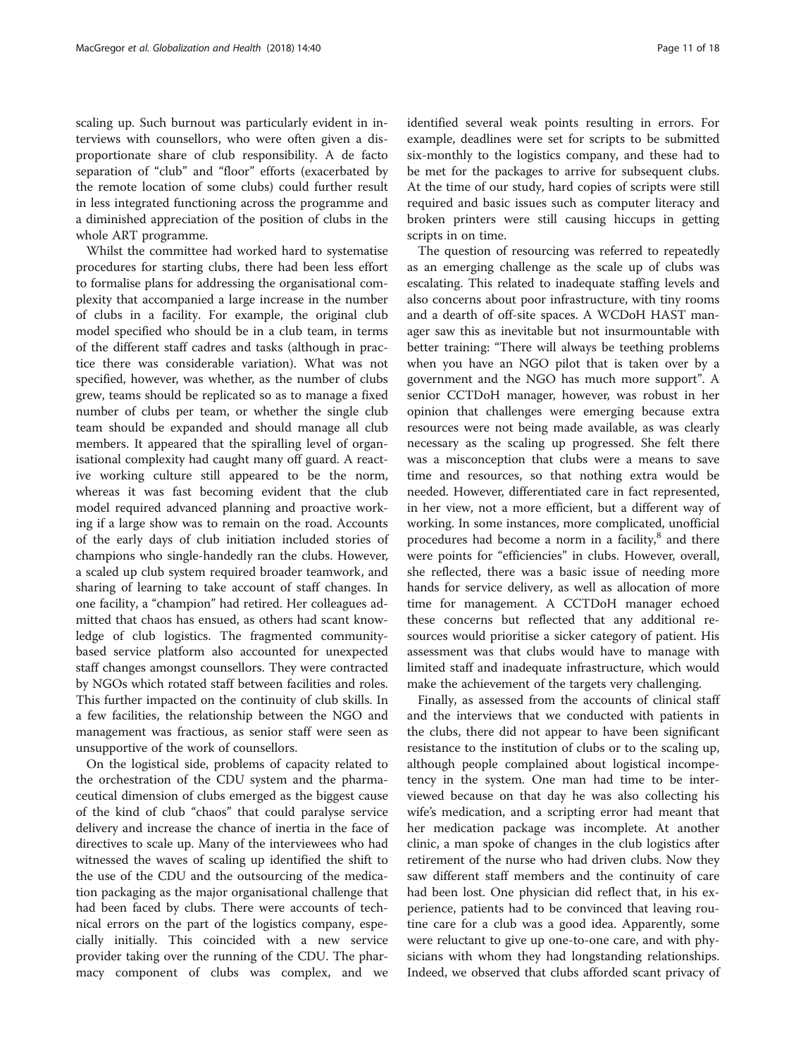scaling up. Such burnout was particularly evident in interviews with counsellors, who were often given a disproportionate share of club responsibility. A de facto separation of "club" and "floor" efforts (exacerbated by the remote location of some clubs) could further result in less integrated functioning across the programme and a diminished appreciation of the position of clubs in the whole ART programme.

Whilst the committee had worked hard to systematise procedures for starting clubs, there had been less effort to formalise plans for addressing the organisational complexity that accompanied a large increase in the number of clubs in a facility. For example, the original club model specified who should be in a club team, in terms of the different staff cadres and tasks (although in practice there was considerable variation). What was not specified, however, was whether, as the number of clubs grew, teams should be replicated so as to manage a fixed number of clubs per team, or whether the single club team should be expanded and should manage all club members. It appeared that the spiralling level of organisational complexity had caught many off guard. A reactive working culture still appeared to be the norm, whereas it was fast becoming evident that the club model required advanced planning and proactive working if a large show was to remain on the road. Accounts of the early days of club initiation included stories of champions who single-handedly ran the clubs. However, a scaled up club system required broader teamwork, and sharing of learning to take account of staff changes. In one facility, a "champion" had retired. Her colleagues admitted that chaos has ensued, as others had scant knowledge of club logistics. The fragmented community-based service platform also accounted for unexpected staff changes amongst counsellors. They were contracted by NGOs which rotated staff between facilities and roles. This further impacted on the continuity of club skills. In a few facilities, the relationship between the NGO and management was fractious, as senior staff were seen as unsupportive of the work of counsellors.

On the logistical side, problems of capacity related to the orchestration of the CDU system and the pharmaceutical dimension of clubs emerged as the biggest cause of the kind of club "chaos" that could paralyse service delivery and increase the chance of inertia in the face of directives to scale up. Many of the interviewees who had witnessed the waves of scaling up identified the shift to the use of the CDU and the outsourcing of the medication packaging as the major organisational challenge that had been faced by clubs. There were accounts of technical errors on the part of the logistics company, especially initially. This coincided with a new service provider taking over the running of the CDU. The pharmacy component of clubs was complex, and we identified several weak points resulting in errors. For example, deadlines were set for scripts to be submitted six-monthly to the logistics company, and these had to be met for the packages to arrive for subsequent clubs. At the time of our study, hard copies of scripts were still required and basic issues such as computer literacy and broken printers were still causing hiccups in getting scripts in on time.

The question of resourcing was referred to repeatedly as an emerging challenge as the scale up of clubs was escalating. This related to inadequate staffing levels and also concerns about poor infrastructure, with tiny rooms and a dearth of off-site spaces. A WCDoH HAST manager saw this as inevitable but not insurmountable with better training: "There will always be teething problems when you have an NGO pilot that is taken over by a government and the NGO has much more support". A senior CCTDoH manager, however, was robust in her opinion that challenges were emerging because extra resources were not being made available, as was clearly necessary as the scaling up progressed. She felt there was a misconception that clubs were a means to save time and resources, so that nothing extra would be needed. However, differentiated care in fact represented, in her view, not a more efficient, but a different way of working. In some instances, more complicated, unofficial procedures had become a norm in a facility,[8] and there were points for "efficiencies" in clubs. However, overall, she reflected, there was a basic issue of needing more hands for service delivery, as well as allocation of more time for management. A CCTDoH manager echoed these concerns but reflected that any additional resources would prioritise a sicker category of patient. His assessment was that clubs would have to manage with limited staff and inadequate infrastructure, which would make the achievement of the targets very challenging.

Finally, as assessed from the accounts of clinical staff and the interviews that we conducted with patients in the clubs, there did not appear to have been significant resistance to the institution of clubs or to the scaling up, although people complained about logistical incompetency in the system. One man had time to be interviewed because on that day he was also collecting his wife's medication, and a scripting error had meant that her medication package was incomplete. At another clinic, a man spoke of changes in the club logistics after retirement of the nurse who had driven clubs. Now they saw different staff members and the continuity of care had been lost. One physician did reflect that, in his experience, patients had to be convinced that leaving routine care for a club was a good idea. Apparently, some were reluctant to give up one-to-one care, and with physicians with whom they had longstanding relationships. Indeed, we observed that clubs afforded scant privacy of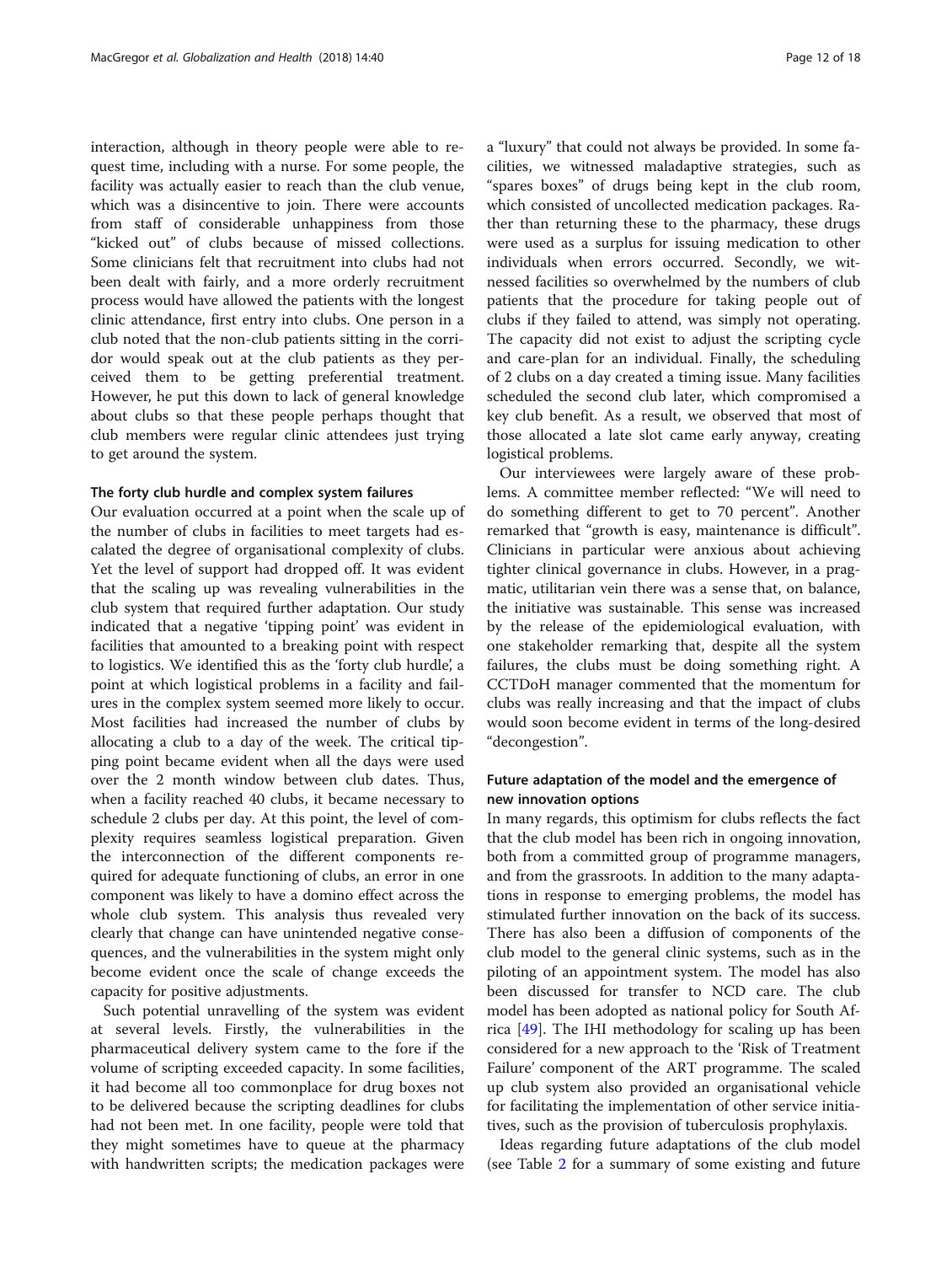interaction, although in theory people were able to request time, including with a nurse. For some people, the facility was actually easier to reach than the club venue, which was a disincentive to join. There were accounts from staff of considerable unhappiness from those "kicked out" of clubs because of missed collections. Some clinicians felt that recruitment into clubs had not been dealt with fairly, and a more orderly recruitment process would have allowed the patients with the longest clinic attendance, first entry into clubs. One person in a club noted that the non-club patients sitting in the corridor would speak out at the club patients as they perceived them to be getting preferential treatment. However, he put this down to lack of general knowledge about clubs so that these people perhaps thought that club members were regular clinic attendees just trying to get around the system.

### The forty club hurdle and complex system failures

Our evaluation occurred at a point when the scale up of the number of clubs in facilities to meet targets had escalated the degree of organisational complexity of clubs. Yet the level of support had dropped off. It was evident that the scaling up was revealing vulnerabilities in the club system that required further adaptation. Our study indicated that a negative 'tipping point' was evident in facilities that amounted to a breaking point with respect to logistics. We identified this as the 'forty club hurdle', a point at which logistical problems in a facility and failures in the complex system seemed more likely to occur. Most facilities had increased the number of clubs by allocating a club to a day of the week. The critical tipping point became evident when all the days were used over the 2 month window between club dates. Thus, when a facility reached 40 clubs, it became necessary to schedule 2 clubs per day. At this point, the level of complexity requires seamless logistical preparation. Given the interconnection of the different components required for adequate functioning of clubs, an error in one component was likely to have a domino effect across the whole club system. This analysis thus revealed very clearly that change can have unintended negative consequences, and the vulnerabilities in the system might only become evident once the scale of change exceeds the capacity for positive adjustments.

Such potential unravelling of the system was evident at several levels. Firstly, the vulnerabilities in the pharmaceutical delivery system came to the fore if the volume of scripting exceeded capacity. In some facilities, it had become all too commonplace for drug boxes not to be delivered because the scripting deadlines for clubs had not been met. In one facility, people were told that they might sometimes have to queue at the pharmacy with handwritten scripts; the medication packages were a "luxury" that could not always be provided. In some facilities, we witnessed maladaptive strategies, such as "spares boxes" of drugs being kept in the club room, which consisted of uncollected medication packages. Rather than returning these to the pharmacy, these drugs were used as a surplus for issuing medication to other individuals when errors occurred. Secondly, we witnessed facilities so overwhelmed by the numbers of club patients that the procedure for taking people out of clubs if they failed to attend, was simply not operating. The capacity did not exist to adjust the scripting cycle and care-plan for an individual. Finally, the scheduling of 2 clubs on a day created a timing issue. Many facilities scheduled the second club later, which compromised a key club benefit. As a result, we observed that most of those allocated a late slot came early anyway, creating logistical problems.

Our interviewees were largely aware of these problems. A committee member reflected: "We will need to do something different to get to 70 percent". Another remarked that "growth is easy, maintenance is difficult". Clinicians in particular were anxious about achieving tighter clinical governance in clubs. However, in a pragmatic, utilitarian vein there was a sense that, on balance, the initiative was sustainable. This sense was increased by the release of the epidemiological evaluation, with one stakeholder remarking that, despite all the system failures, the clubs must be doing something right. A CCTDoH manager commented that the momentum for clubs was really increasing and that the impact of clubs would soon become evident in terms of the long-desired "decongestion".

### Future adaptation of the model and the emergence of new innovation options

In many regards, this optimism for clubs reflects the fact that the club model has been rich in ongoing innovation, both from a committed group of programme managers, and from the grassroots. In addition to the many adaptations in response to emerging problems, the model has stimulated further innovation on the back of its success. There has also been a diffusion of components of the club model to the general clinic systems, such as in the piloting of an appointment system. The model has also been discussed for transfer to NCD care. The club model has been adopted as national policy for South Africa [49]. The IHI methodology for scaling up has been considered for a new approach to the 'Risk of Treatment Failure' component of the ART programme. The scaled up club system also provided an organisational vehicle for facilitating the implementation of other service initiatives, such as the provision of tuberculosis prophylaxis.

Ideas regarding future adaptations of the club model (see Table 2 for a summary of some existing and future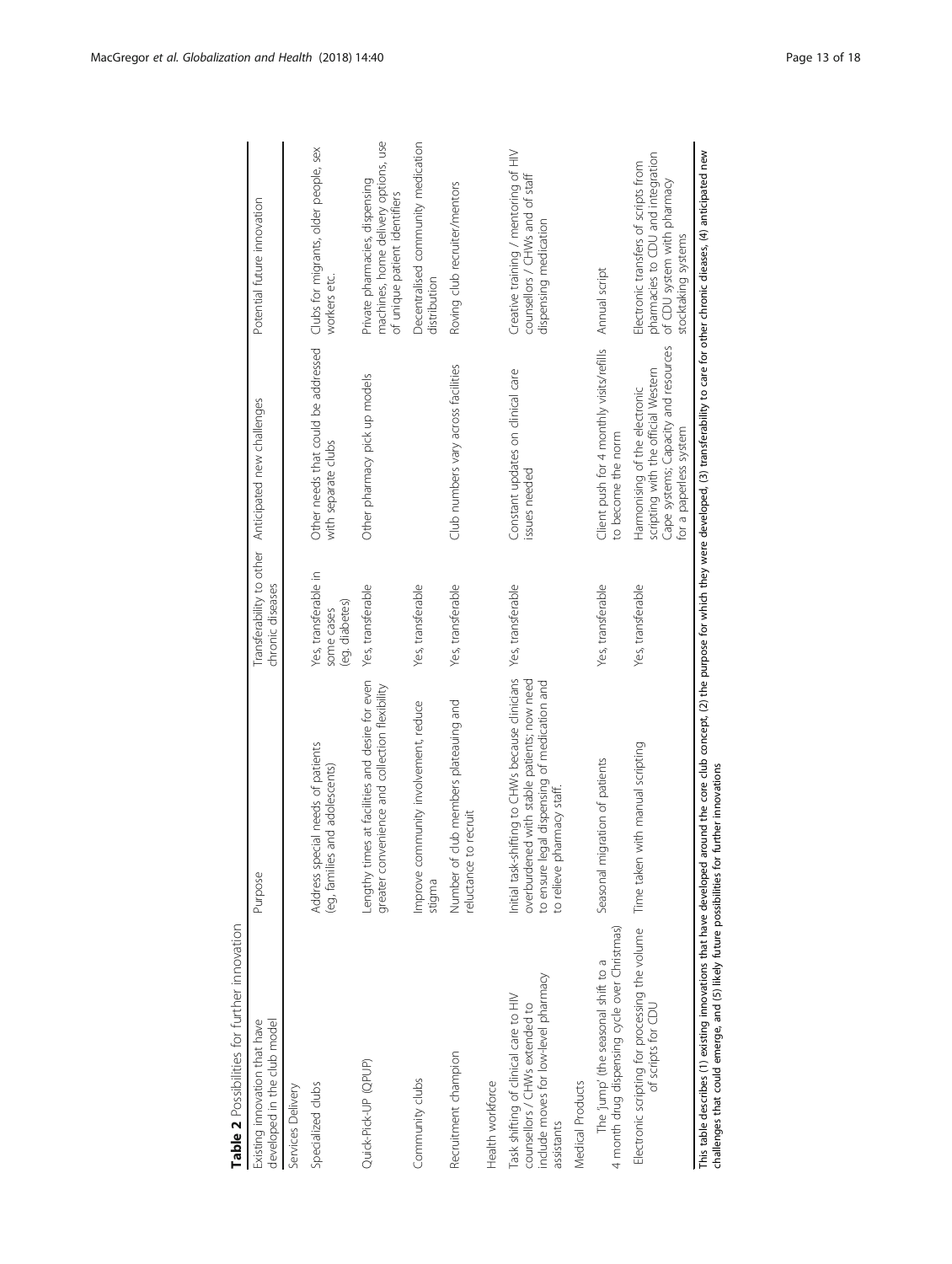**Table 2** Possibilities for further innovation

| Existing innovation that have developed in the club model | Purpose | Transferability to other chronic diseases | Anticipated new challenges | Potential future innovation |
|---|---|---|---|---|
| Services Delivery | | | | |
| Specialized clubs | Address special needs of patients (eg, families and adolescents) | Yes, transferable in some cases (eg. diabetes) | Other needs that could be addressed with separate clubs | Clubs for migrants, older people, sex workers etc. |
| Quick-Pick-UP (QPUP) | Lengthy times at facilities and desire for even greater convenience and collection flexibility | Yes, transferable | Other pharmacy pick up models | Private pharmacies, dispensing machines, home delivery options, use of unique patient identifiers |
| Community clubs | Improve community involvement, reduce stigma | Yes, transferable | | Decentralised community medication distribution |
| Recruitment champion | Number of club members plateauing and reluctance to recruit | Yes, transferable | Club numbers vary across facilities | Roving club recruiter/mentors |
| Health workforce | | | | |
| Task shifting of clinical care to HIV counsellors / CHWs extended to include moves for low-level pharmacy assistants | Initial task-shifting to CHWs because clinicians overburdened with stable patients; now need to ensure legal dispensing of medication and to relieve pharmacy staff. | Yes, transferable | Constant updates on clinical care issues needed | Creative training / mentoring of HIV counsellors / CHWs and of staff dispensing medication |
| Medical Products | | | | |
| The 'jump' (the seasonal shift to a 4 month drug dispensing cycle over Christmas) | Seasonal migration of patients | Yes, transferable | Client push for 4 monthly visits/refills to become the norm | Annual script |
| Electronic scripting for processing the volume of scripts for CDU | Time taken with manual scripting | Yes, transferable | Harmonising of the electronic scripting with the official Western Cape systems; Capacity and resources for a paperless system | Electronic transfers of scripts from pharmacies to CDU and integration of CDU system with pharmacy stocktaking systems |

This table describes (1) existing innovations that have developed around the core club concept, (2) the purpose for which they were developed, (3) transferability to care for other chronic dieases, (4) anticipated new challenges that could emerge, and (5) likely future possibilities for further innovations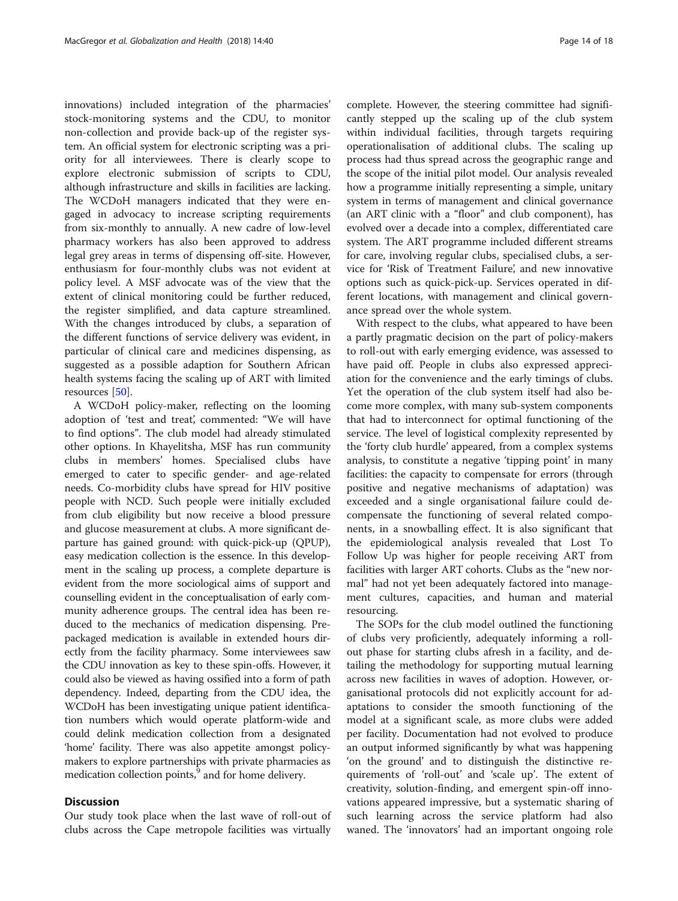innovations) included integration of the pharmacies' stock-monitoring systems and the CDU, to monitor non-collection and provide back-up of the register system. An official system for electronic scripting was a priority for all interviewees. There is clearly scope to explore electronic submission of scripts to CDU, although infrastructure and skills in facilities are lacking. The WCDoH managers indicated that they were engaged in advocacy to increase scripting requirements from six-monthly to annually. A new cadre of low-level pharmacy workers has also been approved to address legal grey areas in terms of dispensing off-site. However, enthusiasm for four-monthly clubs was not evident at policy level. A MSF advocate was of the view that the extent of clinical monitoring could be further reduced, the register simplified, and data capture streamlined. With the changes introduced by clubs, a separation of the different functions of service delivery was evident, in particular of clinical care and medicines dispensing, as suggested as a possible adaption for Southern African health systems facing the scaling up of ART with limited resources [50].

A WCDoH policy-maker, reflecting on the looming adoption of 'test and treat', commented: "We will have to find options". The club model had already stimulated other options. In Khayelitsha, MSF has run community clubs in members' homes. Specialised clubs have emerged to cater to specific gender- and age-related needs. Co-morbidity clubs have spread for HIV positive people with NCD. Such people were initially excluded from club eligibility but now receive a blood pressure and glucose measurement at clubs. A more significant departure has gained ground: with quick-pick-up (QPUP), easy medication collection is the essence. In this development in the scaling up process, a complete departure is evident from the more sociological aims of support and counselling evident in the conceptualisation of early community adherence groups. The central idea has been reduced to the mechanics of medication dispensing. Prepackaged medication is available in extended hours directly from the facility pharmacy. Some interviewees saw the CDU innovation as key to these spin-offs. However, it could also be viewed as having ossified into a form of path dependency. Indeed, departing from the CDU idea, the WCDoH has been investigating unique patient identification numbers which would operate platform-wide and could delink medication collection from a designated 'home' facility. There was also appetite amongst policy-makers to explore partnerships with private pharmacies as medication collection points,[9] and for home delivery.

## Discussion

Our study took place when the last wave of roll-out of clubs across the Cape metropole facilities was virtually complete. However, the steering committee had significantly stepped up the scaling up of the club system within individual facilities, through targets requiring operationalisation of additional clubs. The scaling up process had thus spread across the geographic range and the scope of the initial pilot model. Our analysis revealed how a programme initially representing a simple, unitary system in terms of management and clinical governance (an ART clinic with a "floor" and club component), has evolved over a decade into a complex, differentiated care system. The ART programme included different streams for care, involving regular clubs, specialised clubs, a service for 'Risk of Treatment Failure', and new innovative options such as quick-pick-up. Services operated in different locations, with management and clinical governance spread over the whole system.

With respect to the clubs, what appeared to have been a partly pragmatic decision on the part of policy-makers to roll-out with early emerging evidence, was assessed to have paid off. People in clubs also expressed appreciation for the convenience and the early timings of clubs. Yet the operation of the club system itself had also become more complex, with many sub-system components that had to interconnect for optimal functioning of the service. The level of logistical complexity represented by the 'forty club hurdle' appeared, from a complex systems analysis, to constitute a negative 'tipping point' in many facilities: the capacity to compensate for errors (through positive and negative mechanisms of adaptation) was exceeded and a single organisational failure could decompensate the functioning of several related components, in a snowballing effect. It is also significant that the epidemiological analysis revealed that Lost To Follow Up was higher for people receiving ART from facilities with larger ART cohorts. Clubs as the "new normal" had not yet been adequately factored into management cultures, capacities, and human and material resourcing.

The SOPs for the club model outlined the functioning of clubs very proficiently, adequately informing a roll-out phase for starting clubs afresh in a facility, and detailing the methodology for supporting mutual learning across new facilities in waves of adoption. However, organisational protocols did not explicitly account for adaptations to consider the smooth functioning of the model at a significant scale, as more clubs were added per facility. Documentation had not evolved to produce an output informed significantly by what was happening 'on the ground' and to distinguish the distinctive requirements of 'roll-out' and 'scale up'. The extent of creativity, solution-finding, and emergent spin-off innovations appeared impressive, but a systematic sharing of such learning across the service platform had also waned. The 'innovators' had an important ongoing role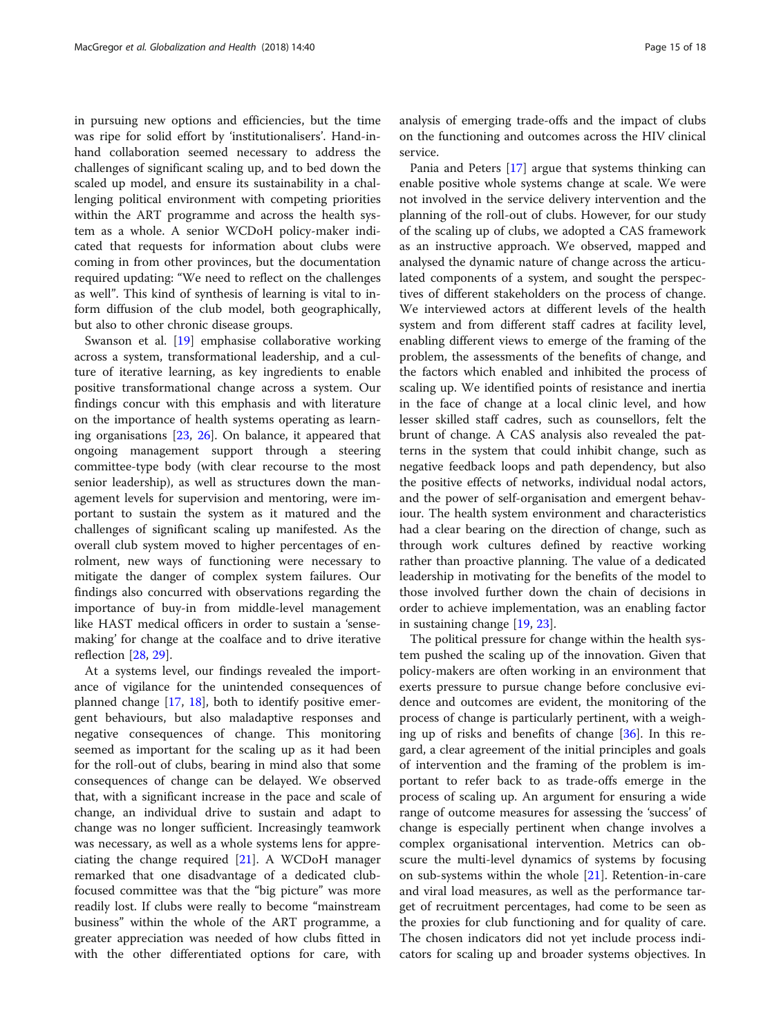in pursuing new options and efficiencies, but the time was ripe for solid effort by 'institutionalisers'. Hand-in-hand collaboration seemed necessary to address the challenges of significant scaling up, and to bed down the scaled up model, and ensure its sustainability in a challenging political environment with competing priorities within the ART programme and across the health system as a whole. A senior WCDoH policy-maker indicated that requests for information about clubs were coming in from other provinces, but the documentation required updating: "We need to reflect on the challenges as well". This kind of synthesis of learning is vital to inform diffusion of the club model, both geographically, but also to other chronic disease groups.

Swanson et al. [19] emphasise collaborative working across a system, transformational leadership, and a culture of iterative learning, as key ingredients to enable positive transformational change across a system. Our findings concur with this emphasis and with literature on the importance of health systems operating as learning organisations [23, 26]. On balance, it appeared that ongoing management support through a steering committee-type body (with clear recourse to the most senior leadership), as well as structures down the management levels for supervision and mentoring, were important to sustain the system as it matured and the challenges of significant scaling up manifested. As the overall club system moved to higher percentages of enrolment, new ways of functioning were necessary to mitigate the danger of complex system failures. Our findings also concurred with observations regarding the importance of buy-in from middle-level management like HAST medical officers in order to sustain a 'sense-making' for change at the coalface and to drive iterative reflection [28, 29].

At a systems level, our findings revealed the importance of vigilance for the unintended consequences of planned change [17, 18], both to identify positive emergent behaviours, but also maladaptive responses and negative consequences of change. This monitoring seemed as important for the scaling up as it had been for the roll-out of clubs, bearing in mind also that some consequences of change can be delayed. We observed that, with a significant increase in the pace and scale of change, an individual drive to sustain and adapt to change was no longer sufficient. Increasingly teamwork was necessary, as well as a whole systems lens for appreciating the change required [21]. A WCDoH manager remarked that one disadvantage of a dedicated club-focused committee was that the "big picture" was more readily lost. If clubs were really to become "mainstream business" within the whole of the ART programme, a greater appreciation was needed of how clubs fitted in with the other differentiated options for care, with analysis of emerging trade-offs and the impact of clubs on the functioning and outcomes across the HIV clinical service.

Pania and Peters [17] argue that systems thinking can enable positive whole systems change at scale. We were not involved in the service delivery intervention and the planning of the roll-out of clubs. However, for our study of the scaling up of clubs, we adopted a CAS framework as an instructive approach. We observed, mapped and analysed the dynamic nature of change across the articulated components of a system, and sought the perspectives of different stakeholders on the process of change. We interviewed actors at different levels of the health system and from different staff cadres at facility level, enabling different views to emerge of the framing of the problem, the assessments of the benefits of change, and the factors which enabled and inhibited the process of scaling up. We identified points of resistance and inertia in the face of change at a local clinic level, and how lesser skilled staff cadres, such as counsellors, felt the brunt of change. A CAS analysis also revealed the patterns in the system that could inhibit change, such as negative feedback loops and path dependency, but also the positive effects of networks, individual nodal actors, and the power of self-organisation and emergent behaviour. The health system environment and characteristics had a clear bearing on the direction of change, such as through work cultures defined by reactive working rather than proactive planning. The value of a dedicated leadership in motivating for the benefits of the model to those involved further down the chain of decisions in order to achieve implementation, was an enabling factor in sustaining change [19, 23].

The political pressure for change within the health system pushed the scaling up of the innovation. Given that policy-makers are often working in an environment that exerts pressure to pursue change before conclusive evidence and outcomes are evident, the monitoring of the process of change is particularly pertinent, with a weighing up of risks and benefits of change [36]. In this regard, a clear agreement of the initial principles and goals of intervention and the framing of the problem is important to refer back to as trade-offs emerge in the process of scaling up. An argument for ensuring a wide range of outcome measures for assessing the 'success' of change is especially pertinent when change involves a complex organisational intervention. Metrics can obscure the multi-level dynamics of systems by focusing on sub-systems within the whole [21]. Retention-in-care and viral load measures, as well as the performance target of recruitment percentages, had come to be seen as the proxies for club functioning and for quality of care. The chosen indicators did not yet include process indicators for scaling up and broader systems objectives. In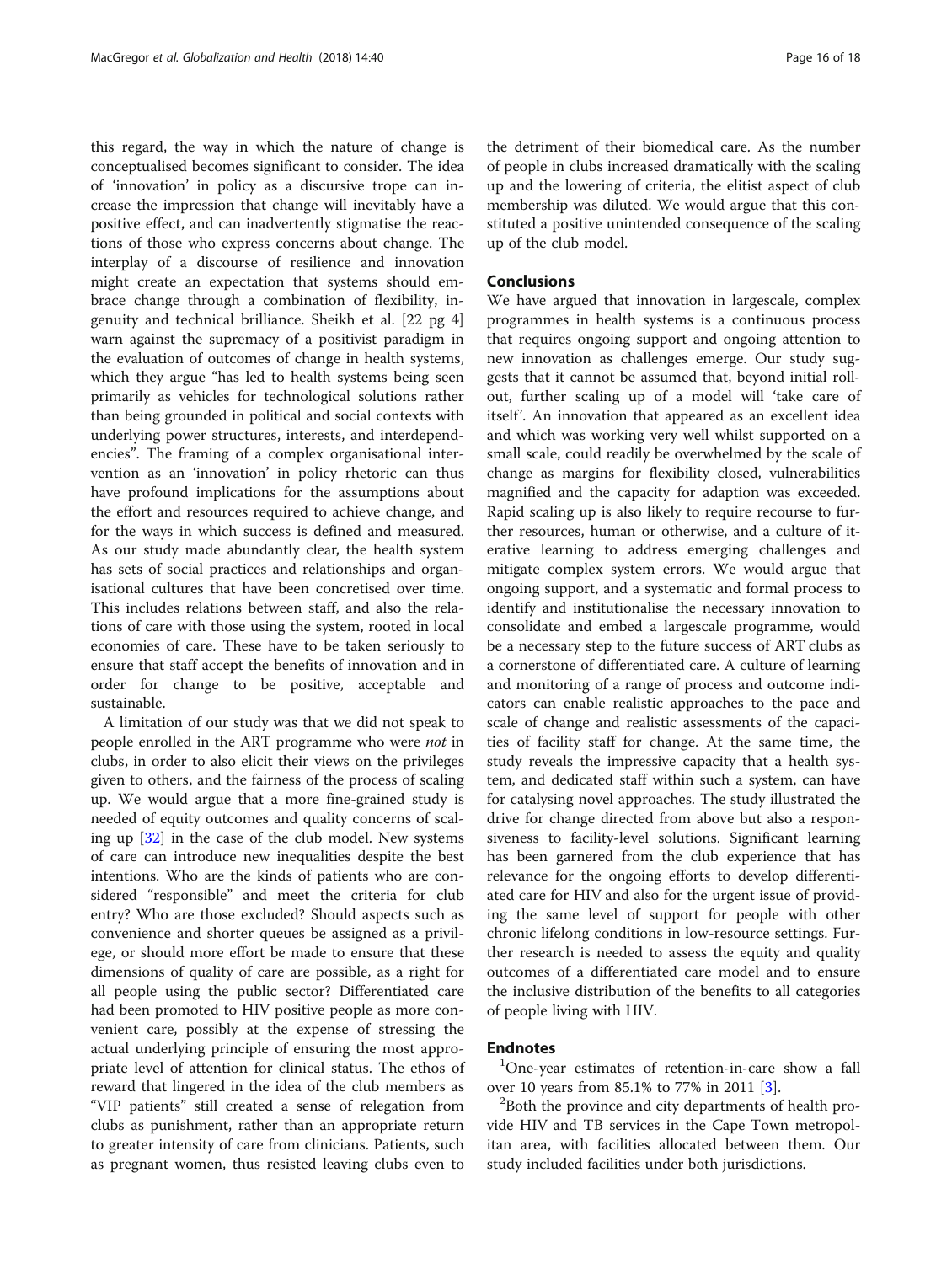this regard, the way in which the nature of change is conceptualised becomes significant to consider. The idea of 'innovation' in policy as a discursive trope can increase the impression that change will inevitably have a positive effect, and can inadvertently stigmatise the reactions of those who express concerns about change. The interplay of a discourse of resilience and innovation might create an expectation that systems should embrace change through a combination of flexibility, ingenuity and technical brilliance. Sheikh et al. [22 pg 4] warn against the supremacy of a positivist paradigm in the evaluation of outcomes of change in health systems, which they argue "has led to health systems being seen primarily as vehicles for technological solutions rather than being grounded in political and social contexts with underlying power structures, interests, and interdependencies". The framing of a complex organisational intervention as an 'innovation' in policy rhetoric can thus have profound implications for the assumptions about the effort and resources required to achieve change, and for the ways in which success is defined and measured. As our study made abundantly clear, the health system has sets of social practices and relationships and organisational cultures that have been concretised over time. This includes relations between staff, and also the relations of care with those using the system, rooted in local economies of care. These have to be taken seriously to ensure that staff accept the benefits of innovation and in order for change to be positive, acceptable and sustainable.

A limitation of our study was that we did not speak to people enrolled in the ART programme who were *not* in clubs, in order to also elicit their views on the privileges given to others, and the fairness of the process of scaling up. We would argue that a more fine-grained study is needed of equity outcomes and quality concerns of scaling up [32] in the case of the club model. New systems of care can introduce new inequalities despite the best intentions. Who are the kinds of patients who are considered "responsible" and meet the criteria for club entry? Who are those excluded? Should aspects such as convenience and shorter queues be assigned as a privilege, or should more effort be made to ensure that these dimensions of quality of care are possible, as a right for all people using the public sector? Differentiated care had been promoted to HIV positive people as more convenient care, possibly at the expense of stressing the actual underlying principle of ensuring the most appropriate level of attention for clinical status. The ethos of reward that lingered in the idea of the club members as "VIP patients" still created a sense of relegation from clubs as punishment, rather than an appropriate return to greater intensity of care from clinicians. Patients, such as pregnant women, thus resisted leaving clubs even to the detriment of their biomedical care. As the number of people in clubs increased dramatically with the scaling up and the lowering of criteria, the elitist aspect of club membership was diluted. We would argue that this constituted a positive unintended consequence of the scaling up of the club model.

## Conclusions

We have argued that innovation in largescale, complex programmes in health systems is a continuous process that requires ongoing support and ongoing attention to new innovation as challenges emerge. Our study suggests that it cannot be assumed that, beyond initial rollout, further scaling up of a model will 'take care of itself'. An innovation that appeared as an excellent idea and which was working very well whilst supported on a small scale, could readily be overwhelmed by the scale of change as margins for flexibility closed, vulnerabilities magnified and the capacity for adaption was exceeded. Rapid scaling up is also likely to require recourse to further resources, human or otherwise, and a culture of iterative learning to address emerging challenges and mitigate complex system errors. We would argue that ongoing support, and a systematic and formal process to identify and institutionalise the necessary innovation to consolidate and embed a largescale programme, would be a necessary step to the future success of ART clubs as a cornerstone of differentiated care. A culture of learning and monitoring of a range of process and outcome indicators can enable realistic approaches to the pace and scale of change and realistic assessments of the capacities of facility staff for change. At the same time, the study reveals the impressive capacity that a health system, and dedicated staff within such a system, can have for catalysing novel approaches. The study illustrated the drive for change directed from above but also a responsiveness to facility-level solutions. Significant learning has been garnered from the club experience that has relevance for the ongoing efforts to develop differentiated care for HIV and also for the urgent issue of providing the same level of support for people with other chronic lifelong conditions in low-resource settings. Further research is needed to assess the equity and quality outcomes of a differentiated care model and to ensure the inclusive distribution of the benefits to all categories of people living with HIV.

## Endnotes

[1]One-year estimates of retention-in-care show a fall over 10 years from 85.1% to 77% in 2011 [3].

[2]Both the province and city departments of health provide HIV and TB services in the Cape Town metropolitan area, with facilities allocated between them. Our study included facilities under both jurisdictions.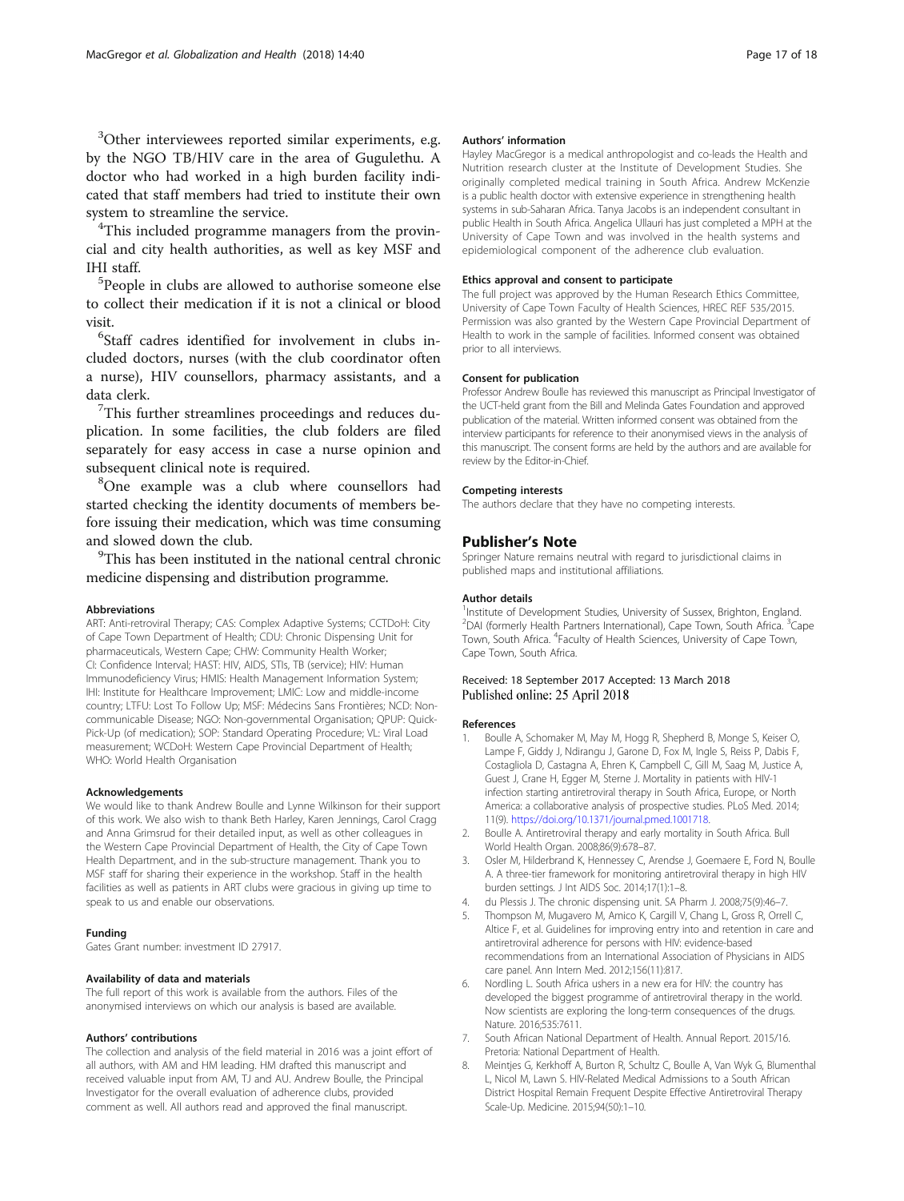[3]Other interviewees reported similar experiments, e.g. by the NGO TB/HIV care in the area of Gugulethu. A doctor who had worked in a high burden facility indicated that staff members had tried to institute their own system to streamline the service.

[4]This included programme managers from the provincial and city health authorities, as well as key MSF and IHI staff.

[5]People in clubs are allowed to authorise someone else to collect their medication if it is not a clinical or blood visit.

[6]Staff cadres identified for involvement in clubs included doctors, nurses (with the club coordinator often a nurse), HIV counsellors, pharmacy assistants, and a data clerk.

[7]This further streamlines proceedings and reduces duplication. In some facilities, the club folders are filed separately for easy access in case a nurse opinion and subsequent clinical note is required.

[8]One example was a club where counsellors had started checking the identity documents of members before issuing their medication, which was time consuming and slowed down the club.

[9]This has been instituted in the national central chronic medicine dispensing and distribution programme.

#### Abbreviations

ART: Anti-retroviral Therapy; CAS: Complex Adaptive Systems; CCTDoH: City of Cape Town Department of Health; CDU: Chronic Dispensing Unit for pharmaceuticals, Western Cape; CHW: Community Health Worker; CI: Confidence Interval; HAST: HIV, AIDS, STIs, TB (service); HIV: Human Immunodeficiency Virus; HMIS: Health Management Information System; IHI: Institute for Healthcare Improvement; LMIC: Low and middle-income country; LTFU: Lost To Follow Up; MSF: Médecins Sans Frontières; NCD: Non-communicable Disease; NGO: Non-governmental Organisation; QPUP: Quick-Pick-Up (of medication); SOP: Standard Operating Procedure; VL: Viral Load measurement; WCDoH: Western Cape Provincial Department of Health; WHO: World Health Organisation

#### Acknowledgements

We would like to thank Andrew Boulle and Lynne Wilkinson for their support of this work. We also wish to thank Beth Harley, Karen Jennings, Carol Cragg and Anna Grimsrud for their detailed input, as well as other colleagues in the Western Cape Provincial Department of Health, the City of Cape Town Health Department, and in the sub-structure management. Thank you to MSF staff for sharing their experience in the workshop. Staff in the health facilities as well as patients in ART clubs were gracious in giving up time to speak to us and enable our observations.

#### Funding

Gates Grant number: investment ID 27917.

#### Availability of data and materials

The full report of this work is available from the authors. Files of the anonymised interviews on which our analysis is based are available.

#### Authors' contributions

The collection and analysis of the field material in 2016 was a joint effort of all authors, with AM and HM leading. HM drafted this manuscript and received valuable input from AM, TJ and AU. Andrew Boulle, the Principal Investigator for the overall evaluation of adherence clubs, provided comment as well. All authors read and approved the final manuscript.

#### Authors' information

Hayley MacGregor is a medical anthropologist and co-leads the Health and Nutrition research cluster at the Institute of Development Studies. She originally completed medical training in South Africa. Andrew McKenzie is a public health doctor with extensive experience in strengthening health systems in sub-Saharan Africa. Tanya Jacobs is an independent consultant in public Health in South Africa. Angelica Ullauri has just completed a MPH at the University of Cape Town and was involved in the health systems and epidemiological component of the adherence club evaluation.

#### Ethics approval and consent to participate

The full project was approved by the Human Research Ethics Committee, University of Cape Town Faculty of Health Sciences, HREC REF 535/2015. Permission was also granted by the Western Cape Provincial Department of Health to work in the sample of facilities. Informed consent was obtained prior to all interviews.

#### Consent for publication

Professor Andrew Boulle has reviewed this manuscript as Principal Investigator of the UCT-held grant from the Bill and Melinda Gates Foundation and approved publication of the material. Written informed consent was obtained from the interview participants for reference to their anonymised views in the analysis of this manuscript. The consent forms are held by the authors and are available for review by the Editor-in-Chief.

#### Competing interests

The authors declare that they have no competing interests.

## Publisher's Note

Springer Nature remains neutral with regard to jurisdictional claims in published maps and institutional affiliations.

#### Author details

[1]Institute of Development Studies, University of Sussex, Brighton, England. [2]DAI (formerly Health Partners International), Cape Town, South Africa. [3]Cape Town, South Africa. [4]Faculty of Health Sciences, University of Cape Town, Cape Town, South Africa.

Received: 18 September 2017 Accepted: 13 March 2018
Published online: 25 April 2018

#### References

1. Boulle A, Schomaker M, May M, Hogg R, Shepherd B, Monge S, Keiser O, Lampe F, Giddy J, Ndirangu J, Garone D, Fox M, Ingle S, Reiss P, Dabis F, Costagliola D, Castagna A, Ehren K, Campbell C, Gill M, Saag M, Justice A, Guest J, Crane H, Egger M, Sterne J. Mortality in patients with HIV-1 infection starting antiretroviral therapy in South Africa, Europe, or North America: a collaborative analysis of prospective studies. PLoS Med. 2014; 11(9). https://doi.org/10.1371/journal.pmed.1001718.
2. Boulle A. Antiretroviral therapy and early mortality in South Africa. Bull World Health Organ. 2008;86(9):678–87.
3. Osler M, Hilderbrand K, Hennessey C, Arendse J, Goemaere E, Ford N, Boulle A. A three-tier framework for monitoring antiretroviral therapy in high HIV burden settings. J Int AIDS Soc. 2014;17(1):1–8.
4. du Plessis J. The chronic dispensing unit. SA Pharm J. 2008;75(9):46–7.
5. Thompson M, Mugavero M, Amico K, Cargill V, Chang L, Gross R, Orrell C, Altice F, et al. Guidelines for improving entry into and retention in care and antiretroviral adherence for persons with HIV: evidence-based recommendations from an International Association of Physicians in AIDS care panel. Ann Intern Med. 2012;156(11):817.
6. Nordling L. South Africa ushers in a new era for HIV: the country has developed the biggest programme of antiretroviral therapy in the world. Now scientists are exploring the long-term consequences of the drugs. Nature. 2016;535:7611.
7. South African National Department of Health. Annual Report. 2015/16. Pretoria: National Department of Health.
8. Meintjes G, Kerkhoff A, Burton R, Schultz C, Boulle A, Van Wyk G, Blumenthal L, Nicol M, Lawn S. HIV-Related Medical Admissions to a South African District Hospital Remain Frequent Despite Effective Antiretroviral Therapy Scale-Up. Medicine. 2015;94(50):1–10.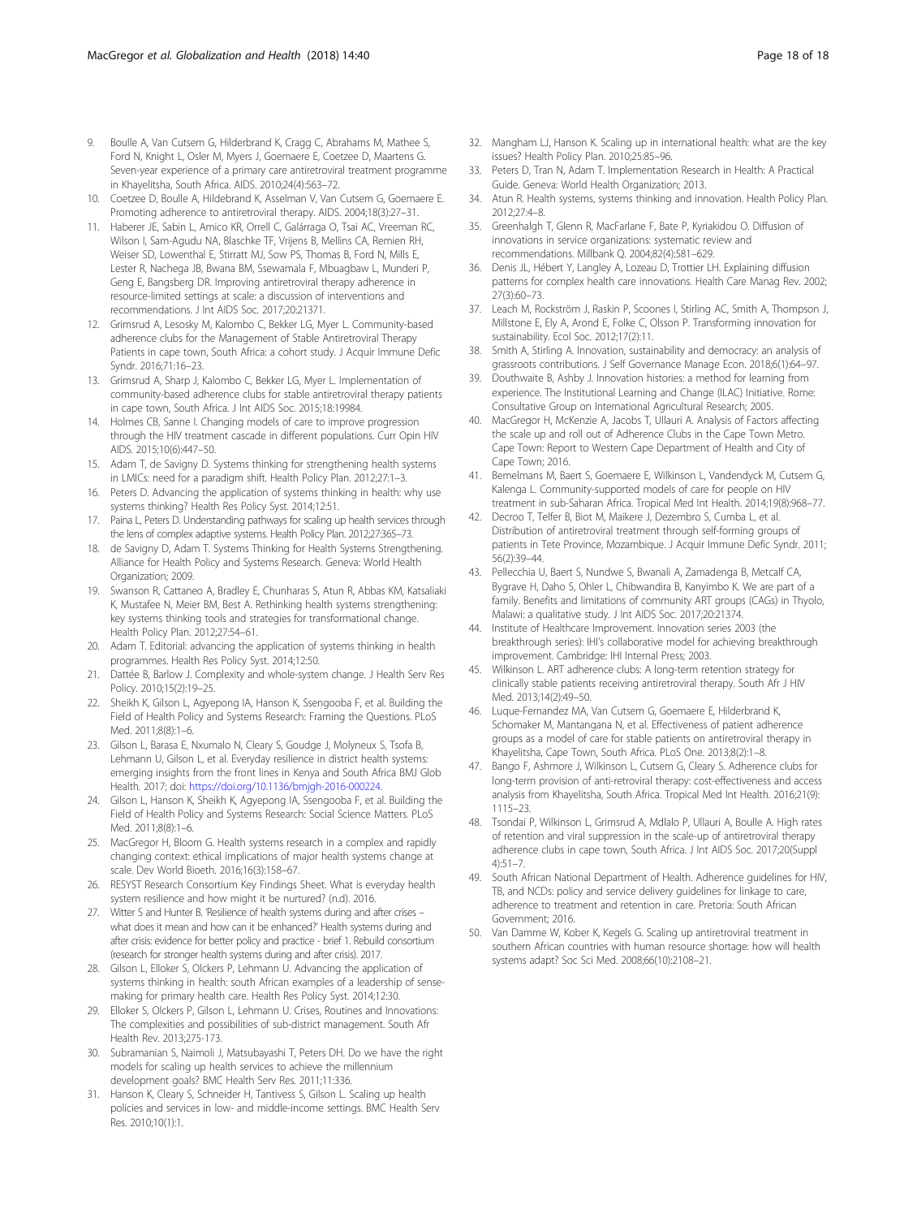9. Boulle A, Van Cutsem G, Hilderbrand K, Cragg C, Abrahams M, Mathee S, Ford N, Knight L, Osler M, Myers J, Goemaere E, Coetzee D, Maartens G. Seven-year experience of a primary care antiretroviral treatment programme in Khayelitsha, South Africa. AIDS. 2010;24(4):563–72.
10. Coetzee D, Boulle A, Hildebrand K, Asselman V, Van Cutsem G, Goemaere E. Promoting adherence to antiretroviral therapy. AIDS. 2004;18(3):27–31.
11. Haberer JE, Sabin L, Amico KR, Orrell C, Galárraga O, Tsai AC, Vreeman RC, Wilson I, Sam-Agudu NA, Blaschke TF, Vrijens B, Mellins CA, Remien RH, Weiser SD, Lowenthal E, Stirratt MJ, Sow PS, Thomas B, Ford N, Mills E, Lester R, Nachega JB, Bwana BM, Ssewamala F, Mbuagbaw L, Munderi P, Geng E, Bangsberg DR. Improving antiretroviral therapy adherence in resource-limited settings at scale: a discussion of interventions and recommendations. J Int AIDS Soc. 2017;20:21371.
12. Grimsrud A, Lesosky M, Kalombo C, Bekker LG, Myer L. Community-based adherence clubs for the Management of Stable Antiretroviral Therapy Patients in cape town, South Africa: a cohort study. J Acquir Immune Defic Syndr. 2016;71:16–23.
13. Grimsrud A, Sharp J, Kalombo C, Bekker LG, Myer L. Implementation of community-based adherence clubs for stable antiretroviral therapy patients in cape town, South Africa. J Int AIDS Soc. 2015;18:19984.
14. Holmes CB, Sanne I. Changing models of care to improve progression through the HIV treatment cascade in different populations. Curr Opin HIV AIDS. 2015;10(6):447–50.
15. Adam T, de Savigny D. Systems thinking for strengthening health systems in LMICs: need for a paradigm shift. Health Policy Plan. 2012;27:1–3.
16. Peters D. Advancing the application of systems thinking in health: why use systems thinking? Health Res Policy Syst. 2014;12:51.
17. Paina L, Peters D. Understanding pathways for scaling up health services through the lens of complex adaptive systems. Health Policy Plan. 2012;27:365–73.
18. de Savigny D, Adam T. Systems Thinking for Health Systems Strengthening. Alliance for Health Policy and Systems Research. Geneva: World Health Organization; 2009.
19. Swanson R, Cattaneo A, Bradley E, Chunharas S, Atun R, Abbas KM, Katsaliaki K, Mustafee N, Meier BM, Best A. Rethinking health systems strengthening: key systems thinking tools and strategies for transformational change. Health Policy Plan. 2012;27:54–61.
20. Adam T. Editorial: advancing the application of systems thinking in health programmes. Health Res Policy Syst. 2014;12:50.
21. Dattée B, Barlow J. Complexity and whole-system change. J Health Serv Res Policy. 2010;15(2):19–25.
22. Sheikh K, Gilson L, Agyepong IA, Hanson K, Ssengooba F, et al. Building the Field of Health Policy and Systems Research: Framing the Questions. PLoS Med. 2011;8(8):1–6.
23. Gilson L, Barasa E, Nxumalo N, Cleary S, Goudge J, Molyneux S, Tsofa B, Lehmann U, Gilson L, et al. Everyday resilience in district health systems: emerging insights from the front lines in Kenya and South Africa BMJ Glob Health. 2017; doi: https://doi.org/10.1136/bmjgh-2016-000224.
24. Gilson L, Hanson K, Sheikh K, Agyepong IA, Ssengooba F, et al. Building the Field of Health Policy and Systems Research: Social Science Matters. PLoS Med. 2011;8(8):1–6.
25. MacGregor H, Bloom G. Health systems research in a complex and rapidly changing context: ethical implications of major health systems change at scale. Dev World Bioeth. 2016;16(3):158–67.
26. RESYST Research Consortium Key Findings Sheet. What is everyday health system resilience and how might it be nurtured? (n.d). 2016.
27. Witter S and Hunter B. 'Resilience of health systems during and after crises – what does it mean and how can it be enhanced?' Health systems during and after crisis: evidence for better policy and practice - brief 1. Rebuild consortium (research for stronger health systems during and after crisis). 2017.
28. Gilson L, Elloker S, Olckers P, Lehmann U. Advancing the application of systems thinking in health: south African examples of a leadership of sense-making for primary health care. Health Res Policy Syst. 2014;12:30.
29. Elloker S, Olckers P, Gilson L, Lehmann U. Crises, Routines and Innovations: The complexities and possibilities of sub-district management. South Afr Health Rev. 2013;275-173.
30. Subramanian S, Naimoli J, Matsubayashi T, Peters DH. Do we have the right models for scaling up health services to achieve the millennium development goals? BMC Health Serv Res. 2011;11:336.
31. Hanson K, Cleary S, Schneider H, Tantivess S, Gilson L. Scaling up health policies and services in low- and middle-income settings. BMC Health Serv Res. 2010;10(1):1.
32. Mangham LJ, Hanson K. Scaling up in international health: what are the key issues? Health Policy Plan. 2010;25:85–96.
33. Peters D, Tran N, Adam T. Implementation Research in Health: A Practical Guide. Geneva: World Health Organization; 2013.
34. Atun R. Health systems, systems thinking and innovation. Health Policy Plan. 2012;27:4–8.
35. Greenhalgh T, Glenn R, MacFarlane F, Bate P, Kyriakidou O. Diffusion of innovations in service organizations: systematic review and recommendations. Millbank Q. 2004;82(4):581–629.
36. Denis JL, Hébert Y, Langley A, Lozeau D, Trottier LH. Explaining diffusion patterns for complex health care innovations. Health Care Manag Rev. 2002; 27(3):60–73.
37. Leach M, Rockström J, Raskin P, Scoones I, Stirling AC, Smith A, Thompson J, Millstone E, Ely A, Arond E, Folke C, Olsson P. Transforming innovation for sustainability. Ecol Soc. 2012;17(2):11.
38. Smith A, Stirling A. Innovation, sustainability and democracy: an analysis of grassroots contributions. J Self Governance Manage Econ. 2018;6(1):64–97.
39. Douthwaite B, Ashby J. Innovation histories: a method for learning from experience. The Institutional Learning and Change (ILAC) Initiative. Rome: Consultative Group on International Agricultural Research; 2005.
40. MacGregor H, McKenzie A, Jacobs T, Ullauri A. Analysis of Factors affecting the scale up and roll out of Adherence Clubs in the Cape Town Metro. Cape Town: Report to Western Cape Department of Health and City of Cape Town; 2016.
41. Bemelmans M, Baert S, Goemaere E, Wilkinson L, Vandendyck M, Cutsem G, Kalenga L. Community-supported models of care for people on HIV treatment in sub-Saharan Africa. Tropical Med Int Health. 2014;19(8):968–77.
42. Decroo T, Telfer B, Biot M, Maikere J, Dezembro S, Cumba L, et al. Distribution of antiretroviral treatment through self-forming groups of patients in Tete Province, Mozambique. J Acquir Immune Defic Syndr. 2011; 56(2):39–44.
43. Pellecchia U, Baert S, Nundwe S, Bwanali A, Zamadenga B, Metcalf CA, Bygrave H, Daho S, Ohler L, Chibwandira B, Kanyimbo K. We are part of a family. Benefits and limitations of community ART groups (CAGs) in Thyolo, Malawi: a qualitative study. J Int AIDS Soc. 2017;20:21374.
44. Institute of Healthcare Improvement. Innovation series 2003 (the breakthrough series): IHI's collaborative model for achieving breakthrough improvement. Cambridge: IHI Internal Press; 2003.
45. Wilkinson L. ART adherence clubs: A long-term retention strategy for clinically stable patients receiving antiretroviral therapy. South Afr J HIV Med. 2013;14(2):49–50.
46. Luque-Fernandez MA, Van Cutsem G, Goemaere E, Hilderbrand K, Schomaker M, Mantangana N, et al. Effectiveness of patient adherence groups as a model of care for stable patients on antiretroviral therapy in Khayelitsha, Cape Town, South Africa. PLoS One. 2013;8(2):1–8.
47. Bango F, Ashmore J, Wilkinson L, Cutsem G, Cleary S. Adherence clubs for long-term provision of anti-retroviral therapy: cost-effectiveness and access analysis from Khayelitsha, South Africa. Tropical Med Int Health. 2016;21(9): 1115–23.
48. Tsondai P, Wilkinson L, Grimsrud A, Mdlalo P, Ullauri A, Boulle A. High rates of retention and viral suppression in the scale-up of antiretroviral therapy adherence clubs in cape town, South Africa. J Int AIDS Soc. 2017;20(Suppl 4):51–7.
49. South African National Department of Health. Adherence guidelines for HIV, TB, and NCDs: policy and service delivery guidelines for linkage to care, adherence to treatment and retention in care. Pretoria: South African Government; 2016.
50. Van Damme W, Kober K, Kegels G. Scaling up antiretroviral treatment in southern African countries with human resource shortage: how will health systems adapt? Soc Sci Med. 2008;66(10):2108–21.